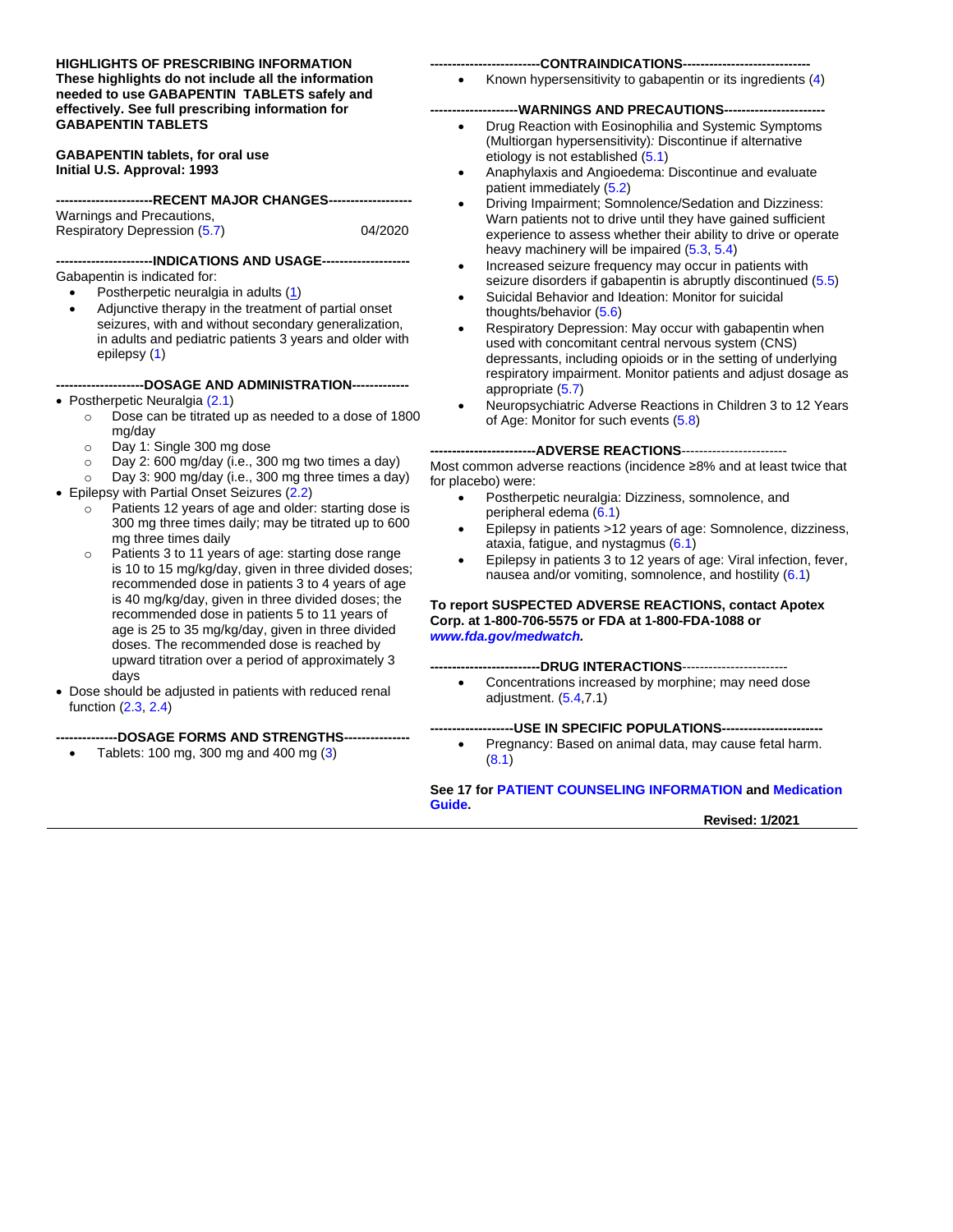**HIGHLIGHTS OF PRESCRIBING INFORMATION**
**These highlights do not include all the information needed to use GABAPENTIN TABLETS safely and effectively. See full prescribing information for GABAPENTIN TABLETS**

**GABAPENTIN tablets, for oral use**
**Initial U.S. Approval: 1993**

**----------------------RECENT MAJOR CHANGES-------------------**

Warnings and Precautions,
Respiratory Depression (5.7) 04/2020

**----------------------INDICATIONS AND USAGE--------------------**

Gabapentin is indicated for:

- Postherpetic neuralgia in adults (1)
- Adjunctive therapy in the treatment of partial onset seizures, with and without secondary generalization, in adults and pediatric patients 3 years and older with epilepsy (1)

**--------------------DOSAGE AND ADMINISTRATION-------------**

- Postherpetic Neuralgia (2.1)
  - Dose can be titrated up as needed to a dose of 1800 mg/day
  - Day 1: Single 300 mg dose
  - Day 2: 600 mg/day (i.e., 300 mg two times a day)
  - Day 3: 900 mg/day (i.e., 300 mg three times a day)
- Epilepsy with Partial Onset Seizures (2.2)
  - Patients 12 years of age and older: starting dose is 300 mg three times daily; may be titrated up to 600 mg three times daily
  - Patients 3 to 11 years of age: starting dose range is 10 to 15 mg/kg/day, given in three divided doses; recommended dose in patients 3 to 4 years of age is 40 mg/kg/day, given in three divided doses; the recommended dose in patients 5 to 11 years of age is 25 to 35 mg/kg/day, given in three divided doses. The recommended dose is reached by upward titration over a period of approximately 3 days
- Dose should be adjusted in patients with reduced renal function (2.3, 2.4)

**--------------DOSAGE FORMS AND STRENGTHS---------------**

- Tablets: 100 mg, 300 mg and 400 mg (3)

**-------------------------CONTRAINDICATIONS-----------------------------**

- Known hypersensitivity to gabapentin or its ingredients (4)

**--------------------WARNINGS AND PRECAUTIONS-----------------------**

- Drug Reaction with Eosinophilia and Systemic Symptoms (Multiorgan hypersensitivity)*:* Discontinue if alternative etiology is not established (5.1)
- Anaphylaxis and Angioedema: Discontinue and evaluate patient immediately (5.2)
- Driving Impairment; Somnolence/Sedation and Dizziness: Warn patients not to drive until they have gained sufficient experience to assess whether their ability to drive or operate heavy machinery will be impaired (5.3, 5.4)
- Increased seizure frequency may occur in patients with seizure disorders if gabapentin is abruptly discontinued (5.5)
- Suicidal Behavior and Ideation: Monitor for suicidal thoughts/behavior (5.6)
- Respiratory Depression: May occur with gabapentin when used with concomitant central nervous system (CNS) depressants, including opioids or in the setting of underlying respiratory impairment. Monitor patients and adjust dosage as appropriate (5.7)
- Neuropsychiatric Adverse Reactions in Children 3 to 12 Years of Age: Monitor for such events (5.8)

**------------------------ADVERSE REACTIONS------------------------**

Most common adverse reactions (incidence ≥8% and at least twice that for placebo) were:

- Postherpetic neuralgia: Dizziness, somnolence, and peripheral edema (6.1)
- Epilepsy in patients >12 years of age: Somnolence, dizziness, ataxia, fatigue, and nystagmus (6.1)
- Epilepsy in patients 3 to 12 years of age: Viral infection, fever, nausea and/or vomiting, somnolence, and hostility (6.1)

**To report SUSPECTED ADVERSE REACTIONS, contact Apotex Corp. at 1-800-706-5575 or FDA at 1-800-FDA-1088 or** ***www.fda.gov/medwatch.***

**-------------------------DRUG INTERACTIONS------------------------**

- Concentrations increased by morphine; may need dose adjustment. (5.4,7.1)

**-------------------USE IN SPECIFIC POPULATIONS-----------------------**

- Pregnancy: Based on animal data, may cause fetal harm. (8.1)

**See 17 for PATIENT COUNSELING INFORMATION and Medication Guide.**

**Revised: 1/2021**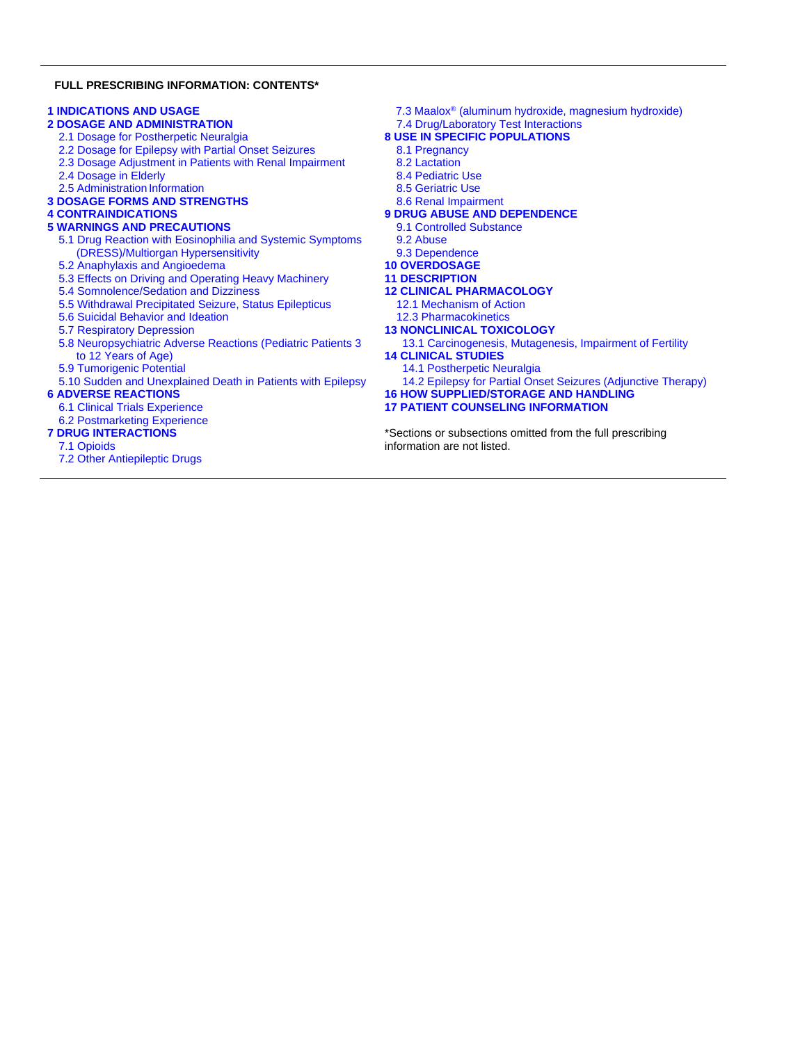**FULL PRESCRIBING INFORMATION: CONTENTS***

**1 INDICATIONS AND USAGE**

**2 DOSAGE AND ADMINISTRATION**

- 2.1 Dosage for Postherpetic Neuralgia
- 2.2 Dosage for Epilepsy with Partial Onset Seizures
- 2.3 Dosage Adjustment in Patients with Renal Impairment
- 2.4 Dosage in Elderly
- 2.5 Administration Information

**3 DOSAGE FORMS AND STRENGTHS**

**4 CONTRAINDICATIONS**

**5 WARNINGS AND PRECAUTIONS**

- 5.1 Drug Reaction with Eosinophilia and Systemic Symptoms (DRESS)/Multiorgan Hypersensitivity
- 5.2 Anaphylaxis and Angioedema
- 5.3 Effects on Driving and Operating Heavy Machinery
- 5.4 Somnolence/Sedation and Dizziness
- 5.5 Withdrawal Precipitated Seizure, Status Epilepticus
- 5.6 Suicidal Behavior and Ideation
- 5.7 Respiratory Depression
- 5.8 Neuropsychiatric Adverse Reactions (Pediatric Patients 3 to 12 Years of Age)
- 5.9 Tumorigenic Potential
- 5.10 Sudden and Unexplained Death in Patients with Epilepsy

**6 ADVERSE REACTIONS**

- 6.1 Clinical Trials Experience
- 6.2 Postmarketing Experience

**7 DRUG INTERACTIONS**

- 7.1 Opioids
- 7.2 Other Antiepileptic Drugs
- 7.3 Maalox® (aluminum hydroxide, magnesium hydroxide)
- 7.4 Drug/Laboratory Test Interactions

**8 USE IN SPECIFIC POPULATIONS**

- 8.1 Pregnancy
- 8.2 Lactation
- 8.4 Pediatric Use
- 8.5 Geriatric Use
- 8.6 Renal Impairment

**9 DRUG ABUSE AND DEPENDENCE**

- 9.1 Controlled Substance
- 9.2 Abuse
- 9.3 Dependence

**10 OVERDOSAGE**

**11 DESCRIPTION**

**12 CLINICAL PHARMACOLOGY**

- 12.1 Mechanism of Action
- 12.3 Pharmacokinetics

**13 NONCLINICAL TOXICOLOGY**

- 13.1 Carcinogenesis, Mutagenesis, Impairment of Fertility

**14 CLINICAL STUDIES**

- 14.1 Postherpetic Neuralgia
- 14.2 Epilepsy for Partial Onset Seizures (Adjunctive Therapy)

**16 HOW SUPPLIED/STORAGE AND HANDLING**

**17 PATIENT COUNSELING INFORMATION**

*Sections or subsections omitted from the full prescribing information are not listed.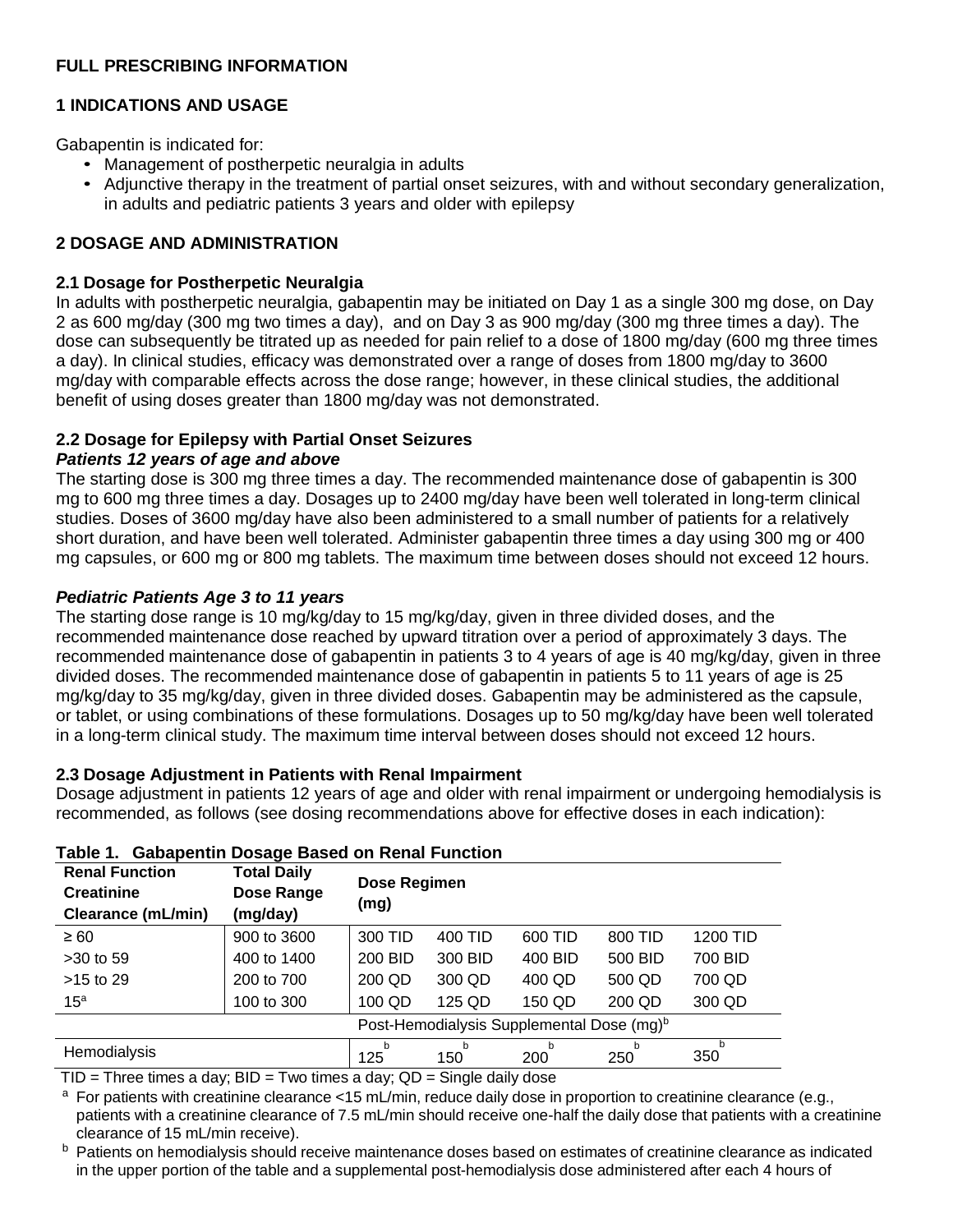# FULL PRESCRIBING INFORMATION

## 1 INDICATIONS AND USAGE

Gabapentin is indicated for:

- Management of postherpetic neuralgia in adults
- Adjunctive therapy in the treatment of partial onset seizures, with and without secondary generalization, in adults and pediatric patients 3 years and older with epilepsy

## 2 DOSAGE AND ADMINISTRATION

### 2.1 Dosage for Postherpetic Neuralgia

In adults with postherpetic neuralgia, gabapentin may be initiated on Day 1 as a single 300 mg dose, on Day 2 as 600 mg/day (300 mg two times a day), and on Day 3 as 900 mg/day (300 mg three times a day). The dose can subsequently be titrated up as needed for pain relief to a dose of 1800 mg/day (600 mg three times a day). In clinical studies, efficacy was demonstrated over a range of doses from 1800 mg/day to 3600 mg/day with comparable effects across the dose range; however, in these clinical studies, the additional benefit of using doses greater than 1800 mg/day was not demonstrated.

### 2.2 Dosage for Epilepsy with Partial Onset Seizures

***Patients 12 years of age and above***

The starting dose is 300 mg three times a day. The recommended maintenance dose of gabapentin is 300 mg to 600 mg three times a day. Dosages up to 2400 mg/day have been well tolerated in long-term clinical studies. Doses of 3600 mg/day have also been administered to a small number of patients for a relatively short duration, and have been well tolerated. Administer gabapentin three times a day using 300 mg or 400 mg capsules, or 600 mg or 800 mg tablets. The maximum time between doses should not exceed 12 hours.

***Pediatric Patients Age 3 to 11 years***

The starting dose range is 10 mg/kg/day to 15 mg/kg/day, given in three divided doses, and the recommended maintenance dose reached by upward titration over a period of approximately 3 days. The recommended maintenance dose of gabapentin in patients 3 to 4 years of age is 40 mg/kg/day, given in three divided doses. The recommended maintenance dose of gabapentin in patients 5 to 11 years of age is 25 mg/kg/day to 35 mg/kg/day, given in three divided doses. Gabapentin may be administered as the capsule, or tablet, or using combinations of these formulations. Dosages up to 50 mg/kg/day have been well tolerated in a long-term clinical study. The maximum time interval between doses should not exceed 12 hours.

### 2.3 Dosage Adjustment in Patients with Renal Impairment

Dosage adjustment in patients 12 years of age and older with renal impairment or undergoing hemodialysis is recommended, as follows (see dosing recommendations above for effective doses in each indication):

**Table 1. Gabapentin Dosage Based on Renal Function**

| Renal Function Creatinine Clearance (mL/min) | Total Daily Dose Range (mg/day) | Dose Regimen (mg) | | | | |
|---|---|---|---|---|---|---|
| ≥ 60 | 900 to 3600 | 300 TID | 400 TID | 600 TID | 800 TID | 1200 TID |
| >30 to 59 | 400 to 1400 | 200 BID | 300 BID | 400 BID | 500 BID | 700 BID |
| >15 to 29 | 200 to 700 | 200 QD | 300 QD | 400 QD | 500 QD | 700 QD |
| 15[a] | 100 to 300 | 100 QD | 125 QD | 150 QD | 200 QD | 300 QD |
| | | Post-Hemodialysis Supplemental Dose (mg)[b] | | | | |
| Hemodialysis | | 125[b] | 150[b] | 200[b] | 250[b] | 350[b] |

TID = Three times a day; BID = Two times a day; QD = Single daily dose

[a] For patients with creatinine clearance <15 mL/min, reduce daily dose in proportion to creatinine clearance (e.g., patients with a creatinine clearance of 7.5 mL/min should receive one-half the daily dose that patients with a creatinine clearance of 15 mL/min receive).

[b] Patients on hemodialysis should receive maintenance doses based on estimates of creatinine clearance as indicated in the upper portion of the table and a supplemental post-hemodialysis dose administered after each 4 hours of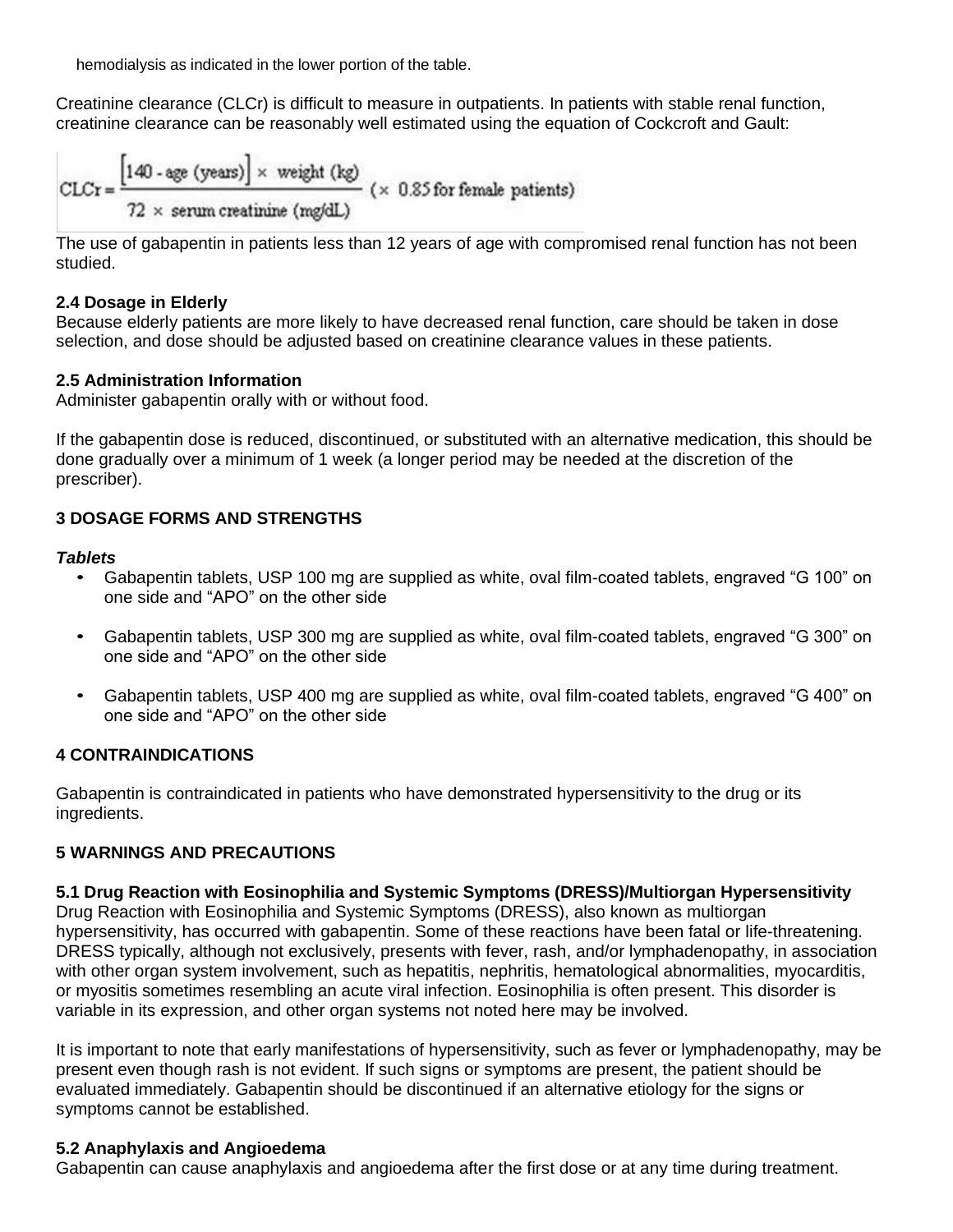hemodialysis as indicated in the lower portion of the table.

Creatinine clearance (CLCr) is difficult to measure in outpatients. In patients with stable renal function, creatinine clearance can be reasonably well estimated using the equation of Cockcroft and Gault:

$$\text{CLCr} = \frac{[140 - \text{age (years)}] \times \text{weight (kg)}}{72 \times \text{serum creatinine (mg/dL)}} \ (\times\ 0.85 \text{ for female patients})$$

The use of gabapentin in patients less than 12 years of age with compromised renal function has not been studied.

### 2.4 Dosage in Elderly

Because elderly patients are more likely to have decreased renal function, care should be taken in dose selection, and dose should be adjusted based on creatinine clearance values in these patients.

### 2.5 Administration Information

Administer gabapentin orally with or without food.

If the gabapentin dose is reduced, discontinued, or substituted with an alternative medication, this should be done gradually over a minimum of 1 week (a longer period may be needed at the discretion of the prescriber).

## 3 DOSAGE FORMS AND STRENGTHS

***Tablets***

- Gabapentin tablets, USP 100 mg are supplied as white, oval film-coated tablets, engraved “G 100” on one side and “APO” on the other side
- Gabapentin tablets, USP 300 mg are supplied as white, oval film-coated tablets, engraved “G 300” on one side and “APO” on the other side
- Gabapentin tablets, USP 400 mg are supplied as white, oval film-coated tablets, engraved “G 400” on one side and “APO” on the other side

## 4 CONTRAINDICATIONS

Gabapentin is contraindicated in patients who have demonstrated hypersensitivity to the drug or its ingredients.

## 5 WARNINGS AND PRECAUTIONS

### 5.1 Drug Reaction with Eosinophilia and Systemic Symptoms (DRESS)/Multiorgan Hypersensitivity

Drug Reaction with Eosinophilia and Systemic Symptoms (DRESS), also known as multiorgan hypersensitivity, has occurred with gabapentin. Some of these reactions have been fatal or life-threatening. DRESS typically, although not exclusively, presents with fever, rash, and/or lymphadenopathy, in association with other organ system involvement, such as hepatitis, nephritis, hematological abnormalities, myocarditis, or myositis sometimes resembling an acute viral infection. Eosinophilia is often present. This disorder is variable in its expression, and other organ systems not noted here may be involved.

It is important to note that early manifestations of hypersensitivity, such as fever or lymphadenopathy, may be present even though rash is not evident. If such signs or symptoms are present, the patient should be evaluated immediately. Gabapentin should be discontinued if an alternative etiology for the signs or symptoms cannot be established.

### 5.2 Anaphylaxis and Angioedema

Gabapentin can cause anaphylaxis and angioedema after the first dose or at any time during treatment.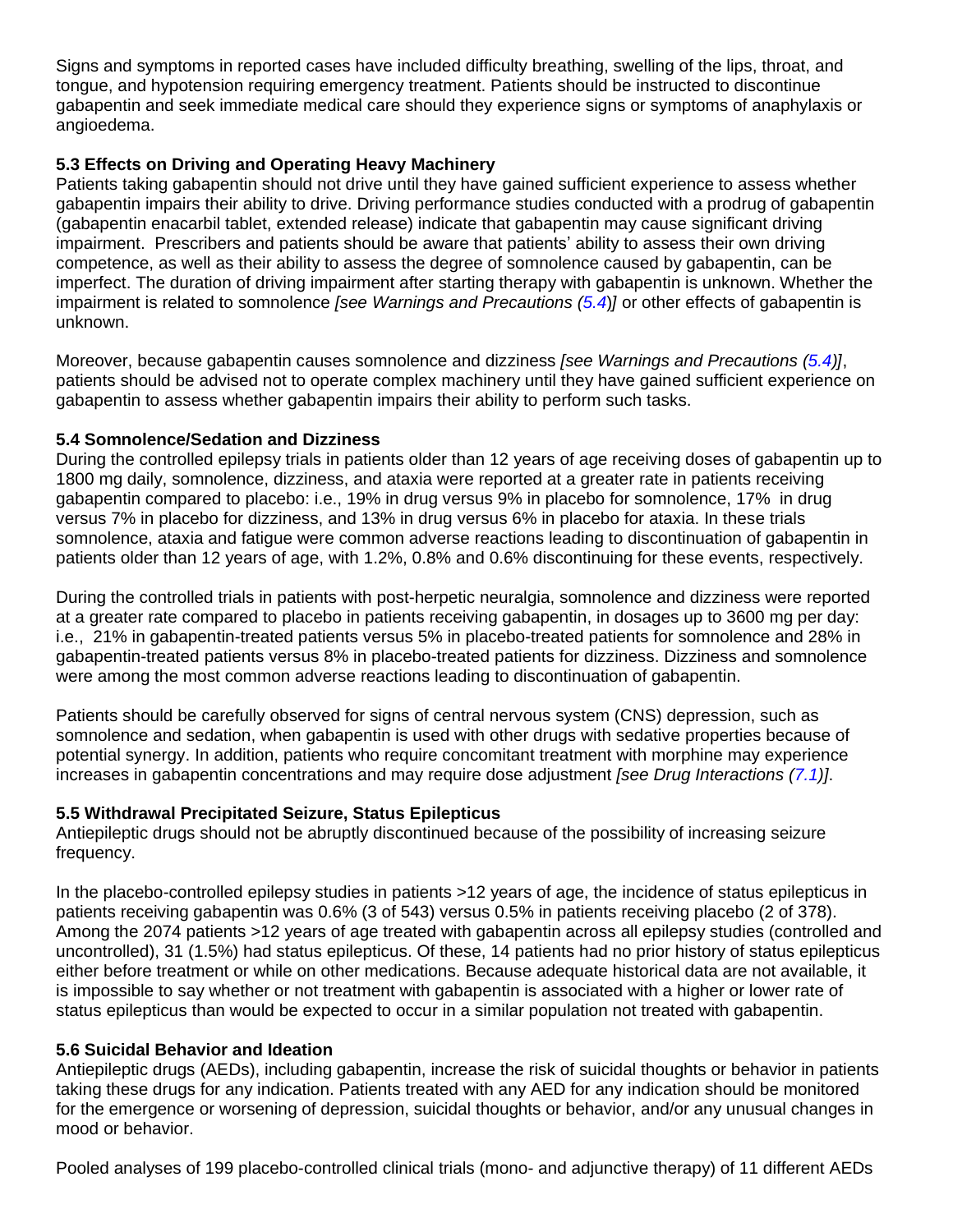Signs and symptoms in reported cases have included difficulty breathing, swelling of the lips, throat, and tongue, and hypotension requiring emergency treatment. Patients should be instructed to discontinue gabapentin and seek immediate medical care should they experience signs or symptoms of anaphylaxis or angioedema.

### 5.3 Effects on Driving and Operating Heavy Machinery

Patients taking gabapentin should not drive until they have gained sufficient experience to assess whether gabapentin impairs their ability to drive. Driving performance studies conducted with a prodrug of gabapentin (gabapentin enacarbil tablet, extended release) indicate that gabapentin may cause significant driving impairment. Prescribers and patients should be aware that patients' ability to assess their own driving competence, as well as their ability to assess the degree of somnolence caused by gabapentin, can be imperfect. The duration of driving impairment after starting therapy with gabapentin is unknown. Whether the impairment is related to somnolence *[see Warnings and Precautions (5.4)]* or other effects of gabapentin is unknown.

Moreover, because gabapentin causes somnolence and dizziness *[see Warnings and Precautions (5.4)]*, patients should be advised not to operate complex machinery until they have gained sufficient experience on gabapentin to assess whether gabapentin impairs their ability to perform such tasks.

### 5.4 Somnolence/Sedation and Dizziness

During the controlled epilepsy trials in patients older than 12 years of age receiving doses of gabapentin up to 1800 mg daily, somnolence, dizziness, and ataxia were reported at a greater rate in patients receiving gabapentin compared to placebo: i.e., 19% in drug versus 9% in placebo for somnolence, 17% in drug versus 7% in placebo for dizziness, and 13% in drug versus 6% in placebo for ataxia. In these trials somnolence, ataxia and fatigue were common adverse reactions leading to discontinuation of gabapentin in patients older than 12 years of age, with 1.2%, 0.8% and 0.6% discontinuing for these events, respectively.

During the controlled trials in patients with post-herpetic neuralgia, somnolence and dizziness were reported at a greater rate compared to placebo in patients receiving gabapentin, in dosages up to 3600 mg per day: i.e., 21% in gabapentin-treated patients versus 5% in placebo-treated patients for somnolence and 28% in gabapentin-treated patients versus 8% in placebo-treated patients for dizziness. Dizziness and somnolence were among the most common adverse reactions leading to discontinuation of gabapentin.

Patients should be carefully observed for signs of central nervous system (CNS) depression, such as somnolence and sedation, when gabapentin is used with other drugs with sedative properties because of potential synergy. In addition, patients who require concomitant treatment with morphine may experience increases in gabapentin concentrations and may require dose adjustment *[see Drug Interactions (7.1)]*.

### 5.5 Withdrawal Precipitated Seizure, Status Epilepticus

Antiepileptic drugs should not be abruptly discontinued because of the possibility of increasing seizure frequency.

In the placebo-controlled epilepsy studies in patients >12 years of age, the incidence of status epilepticus in patients receiving gabapentin was 0.6% (3 of 543) versus 0.5% in patients receiving placebo (2 of 378). Among the 2074 patients >12 years of age treated with gabapentin across all epilepsy studies (controlled and uncontrolled), 31 (1.5%) had status epilepticus. Of these, 14 patients had no prior history of status epilepticus either before treatment or while on other medications. Because adequate historical data are not available, it is impossible to say whether or not treatment with gabapentin is associated with a higher or lower rate of status epilepticus than would be expected to occur in a similar population not treated with gabapentin.

### 5.6 Suicidal Behavior and Ideation

Antiepileptic drugs (AEDs), including gabapentin, increase the risk of suicidal thoughts or behavior in patients taking these drugs for any indication. Patients treated with any AED for any indication should be monitored for the emergence or worsening of depression, suicidal thoughts or behavior, and/or any unusual changes in mood or behavior.

Pooled analyses of 199 placebo-controlled clinical trials (mono- and adjunctive therapy) of 11 different AEDs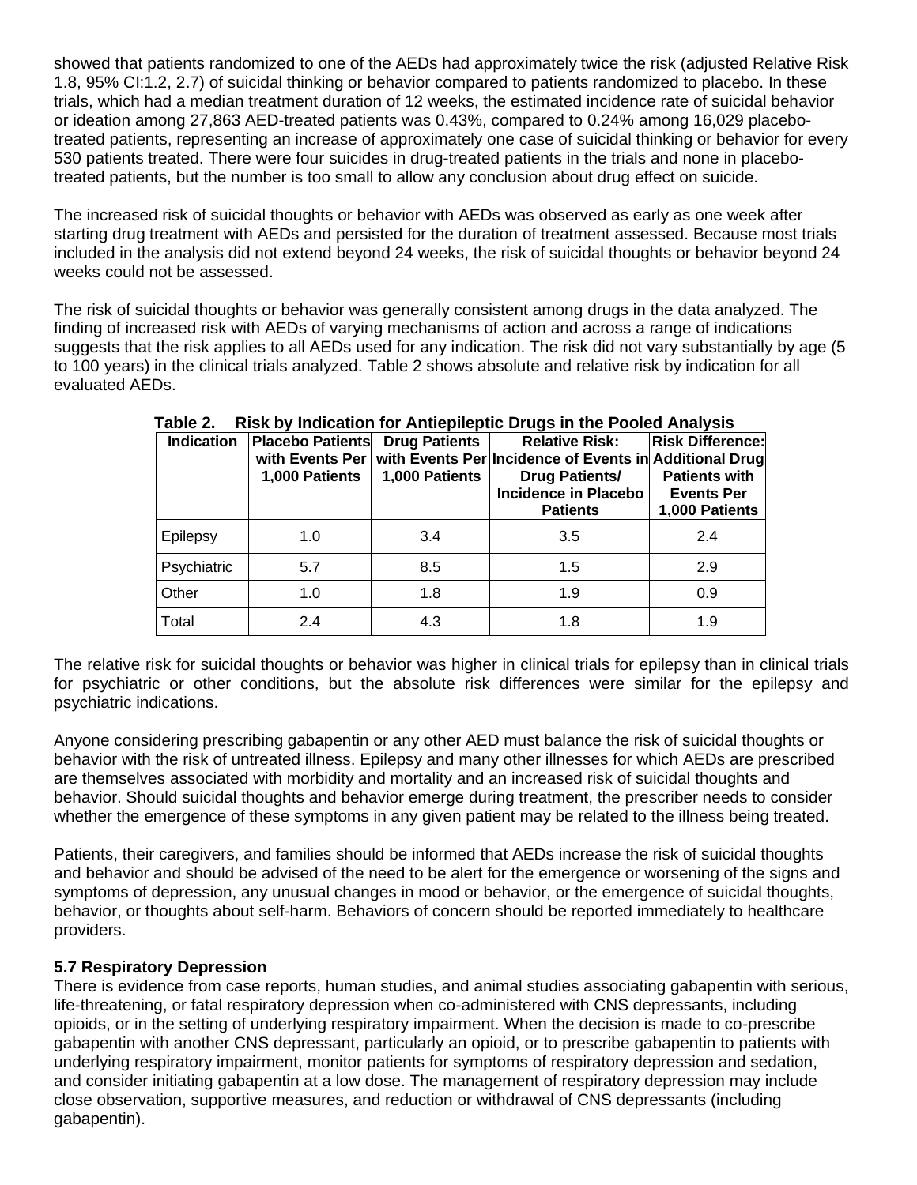showed that patients randomized to one of the AEDs had approximately twice the risk (adjusted Relative Risk 1.8, 95% CI:1.2, 2.7) of suicidal thinking or behavior compared to patients randomized to placebo. In these trials, which had a median treatment duration of 12 weeks, the estimated incidence rate of suicidal behavior or ideation among 27,863 AED-treated patients was 0.43%, compared to 0.24% among 16,029 placebo-treated patients, representing an increase of approximately one case of suicidal thinking or behavior for every 530 patients treated. There were four suicides in drug-treated patients in the trials and none in placebo-treated patients, but the number is too small to allow any conclusion about drug effect on suicide.

The increased risk of suicidal thoughts or behavior with AEDs was observed as early as one week after starting drug treatment with AEDs and persisted for the duration of treatment assessed. Because most trials included in the analysis did not extend beyond 24 weeks, the risk of suicidal thoughts or behavior beyond 24 weeks could not be assessed.

The risk of suicidal thoughts or behavior was generally consistent among drugs in the data analyzed. The finding of increased risk with AEDs of varying mechanisms of action and across a range of indications suggests that the risk applies to all AEDs used for any indication. The risk did not vary substantially by age (5 to 100 years) in the clinical trials analyzed. Table 2 shows absolute and relative risk by indication for all evaluated AEDs.

**Table 2. Risk by Indication for Antiepileptic Drugs in the Pooled Analysis**

| Indication | Placebo Patients with Events Per 1,000 Patients | Drug Patients with Events Per 1,000 Patients | Relative Risk: Incidence of Events in Drug Patients/ Incidence in Placebo Patients | Risk Difference: Additional Drug Patients with Events Per 1,000 Patients |
|---|---|---|---|---|
| Epilepsy | 1.0 | 3.4 | 3.5 | 2.4 |
| Psychiatric | 5.7 | 8.5 | 1.5 | 2.9 |
| Other | 1.0 | 1.8 | 1.9 | 0.9 |
| Total | 2.4 | 4.3 | 1.8 | 1.9 |

The relative risk for suicidal thoughts or behavior was higher in clinical trials for epilepsy than in clinical trials for psychiatric or other conditions, but the absolute risk differences were similar for the epilepsy and psychiatric indications.

Anyone considering prescribing gabapentin or any other AED must balance the risk of suicidal thoughts or behavior with the risk of untreated illness. Epilepsy and many other illnesses for which AEDs are prescribed are themselves associated with morbidity and mortality and an increased risk of suicidal thoughts and behavior. Should suicidal thoughts and behavior emerge during treatment, the prescriber needs to consider whether the emergence of these symptoms in any given patient may be related to the illness being treated.

Patients, their caregivers, and families should be informed that AEDs increase the risk of suicidal thoughts and behavior and should be advised of the need to be alert for the emergence or worsening of the signs and symptoms of depression, any unusual changes in mood or behavior, or the emergence of suicidal thoughts, behavior, or thoughts about self-harm. Behaviors of concern should be reported immediately to healthcare providers.

### 5.7 Respiratory Depression

There is evidence from case reports, human studies, and animal studies associating gabapentin with serious, life-threatening, or fatal respiratory depression when co-administered with CNS depressants, including opioids, or in the setting of underlying respiratory impairment. When the decision is made to co-prescribe gabapentin with another CNS depressant, particularly an opioid, or to prescribe gabapentin to patients with underlying respiratory impairment, monitor patients for symptoms of respiratory depression and sedation, and consider initiating gabapentin at a low dose. The management of respiratory depression may include close observation, supportive measures, and reduction or withdrawal of CNS depressants (including gabapentin).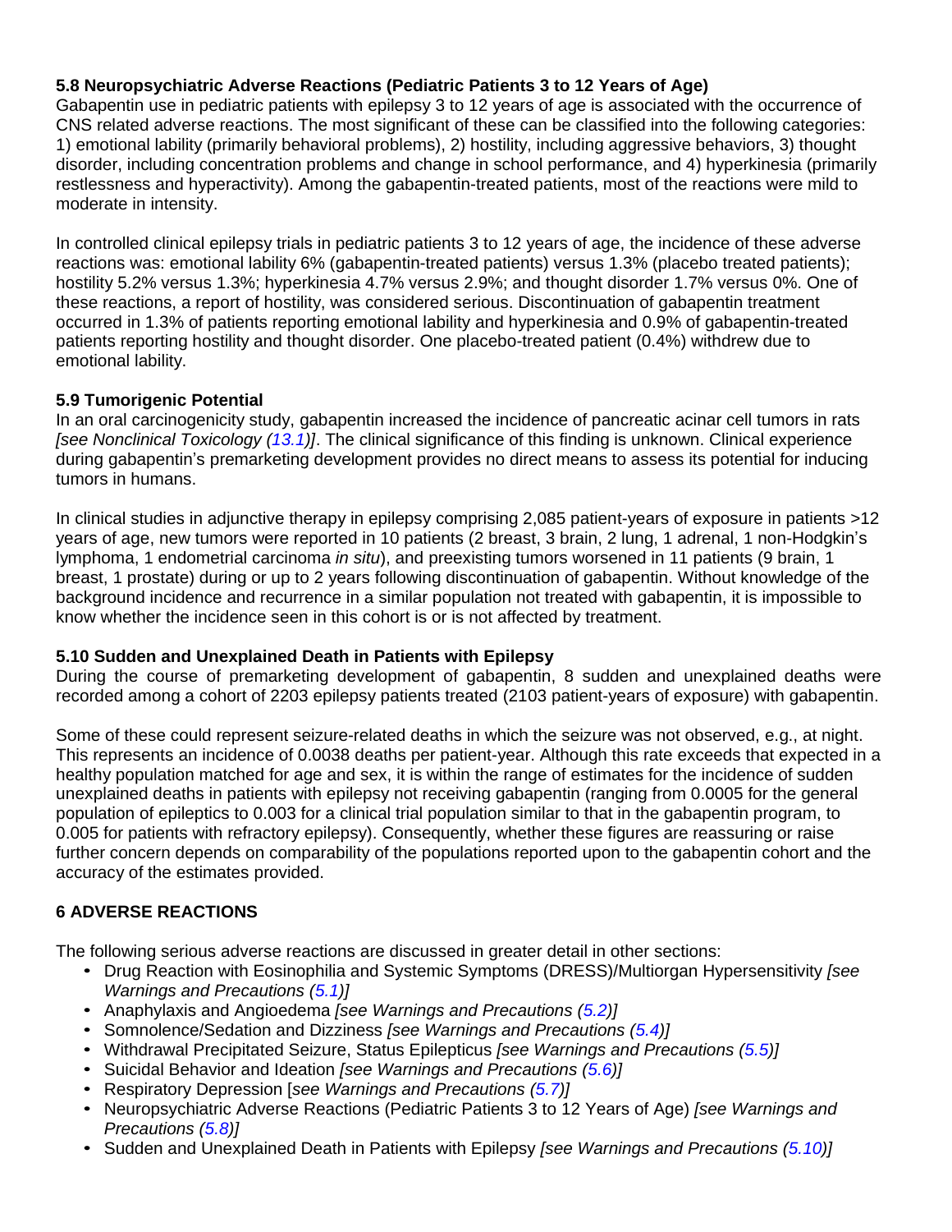### 5.8 Neuropsychiatric Adverse Reactions (Pediatric Patients 3 to 12 Years of Age)

Gabapentin use in pediatric patients with epilepsy 3 to 12 years of age is associated with the occurrence of CNS related adverse reactions. The most significant of these can be classified into the following categories: 1) emotional lability (primarily behavioral problems), 2) hostility, including aggressive behaviors, 3) thought disorder, including concentration problems and change in school performance, and 4) hyperkinesia (primarily restlessness and hyperactivity). Among the gabapentin-treated patients, most of the reactions were mild to moderate in intensity.

In controlled clinical epilepsy trials in pediatric patients 3 to 12 years of age, the incidence of these adverse reactions was: emotional lability 6% (gabapentin-treated patients) versus 1.3% (placebo treated patients); hostility 5.2% versus 1.3%; hyperkinesia 4.7% versus 2.9%; and thought disorder 1.7% versus 0%. One of these reactions, a report of hostility, was considered serious. Discontinuation of gabapentin treatment occurred in 1.3% of patients reporting emotional lability and hyperkinesia and 0.9% of gabapentin-treated patients reporting hostility and thought disorder. One placebo-treated patient (0.4%) withdrew due to emotional lability.

### 5.9 Tumorigenic Potential

In an oral carcinogenicity study, gabapentin increased the incidence of pancreatic acinar cell tumors in rats *[see Nonclinical Toxicology (13.1)]*. The clinical significance of this finding is unknown. Clinical experience during gabapentin's premarketing development provides no direct means to assess its potential for inducing tumors in humans.

In clinical studies in adjunctive therapy in epilepsy comprising 2,085 patient-years of exposure in patients >12 years of age, new tumors were reported in 10 patients (2 breast, 3 brain, 2 lung, 1 adrenal, 1 non-Hodgkin's lymphoma, 1 endometrial carcinoma *in situ*), and preexisting tumors worsened in 11 patients (9 brain, 1 breast, 1 prostate) during or up to 2 years following discontinuation of gabapentin. Without knowledge of the background incidence and recurrence in a similar population not treated with gabapentin, it is impossible to know whether the incidence seen in this cohort is or is not affected by treatment.

### 5.10 Sudden and Unexplained Death in Patients with Epilepsy

During the course of premarketing development of gabapentin, 8 sudden and unexplained deaths were recorded among a cohort of 2203 epilepsy patients treated (2103 patient-years of exposure) with gabapentin.

Some of these could represent seizure-related deaths in which the seizure was not observed, e.g., at night. This represents an incidence of 0.0038 deaths per patient-year. Although this rate exceeds that expected in a healthy population matched for age and sex, it is within the range of estimates for the incidence of sudden unexplained deaths in patients with epilepsy not receiving gabapentin (ranging from 0.0005 for the general population of epileptics to 0.003 for a clinical trial population similar to that in the gabapentin program, to 0.005 for patients with refractory epilepsy). Consequently, whether these figures are reassuring or raise further concern depends on comparability of the populations reported upon to the gabapentin cohort and the accuracy of the estimates provided.

## 6 ADVERSE REACTIONS

The following serious adverse reactions are discussed in greater detail in other sections:

- Drug Reaction with Eosinophilia and Systemic Symptoms (DRESS)/Multiorgan Hypersensitivity *[see Warnings and Precautions (5.1)]*
- Anaphylaxis and Angioedema *[see Warnings and Precautions (5.2)]*
- Somnolence/Sedation and Dizziness *[see Warnings and Precautions (5.4)]*
- Withdrawal Precipitated Seizure, Status Epilepticus *[see Warnings and Precautions (5.5)]*
- Suicidal Behavior and Ideation *[see Warnings and Precautions (5.6)]*
- Respiratory Depression [*see Warnings and Precautions (5.7)]*
- Neuropsychiatric Adverse Reactions (Pediatric Patients 3 to 12 Years of Age) *[see Warnings and Precautions (5.8)]*
- Sudden and Unexplained Death in Patients with Epilepsy *[see Warnings and Precautions (5.10)]*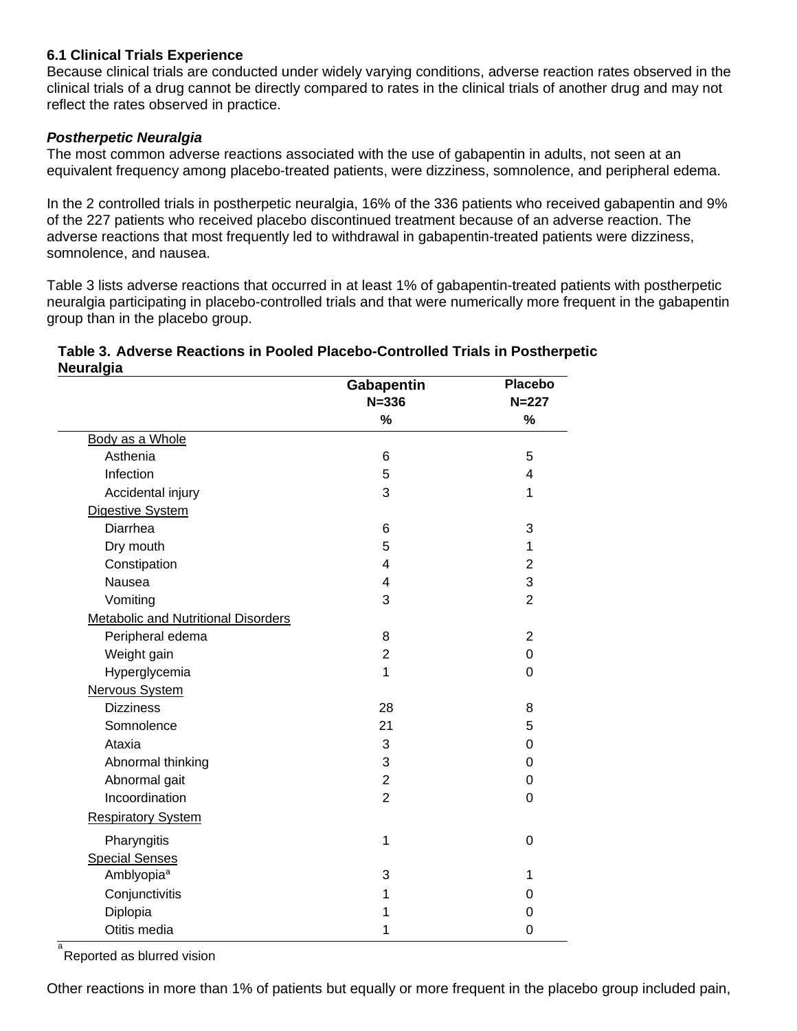### 6.1 Clinical Trials Experience

Because clinical trials are conducted under widely varying conditions, adverse reaction rates observed in the clinical trials of a drug cannot be directly compared to rates in the clinical trials of another drug and may not reflect the rates observed in practice.

***Postherpetic Neuralgia***

The most common adverse reactions associated with the use of gabapentin in adults, not seen at an equivalent frequency among placebo-treated patients, were dizziness, somnolence, and peripheral edema.

In the 2 controlled trials in postherpetic neuralgia, 16% of the 336 patients who received gabapentin and 9% of the 227 patients who received placebo discontinued treatment because of an adverse reaction. The adverse reactions that most frequently led to withdrawal in gabapentin-treated patients were dizziness, somnolence, and nausea.

Table 3 lists adverse reactions that occurred in at least 1% of gabapentin-treated patients with postherpetic neuralgia participating in placebo-controlled trials and that were numerically more frequent in the gabapentin group than in the placebo group.

**Table 3. Adverse Reactions in Pooled Placebo-Controlled Trials in Postherpetic Neuralgia**

| | Gabapentin N=336 % | Placebo N=227 % |
|---|---|---|
| Body as a Whole | | |
| Asthenia | 6 | 5 |
| Infection | 5 | 4 |
| Accidental injury | 3 | 1 |
| Digestive System | | |
| Diarrhea | 6 | 3 |
| Dry mouth | 5 | 1 |
| Constipation | 4 | 2 |
| Nausea | 4 | 3 |
| Vomiting | 3 | 2 |
| Metabolic and Nutritional Disorders | | |
| Peripheral edema | 8 | 2 |
| Weight gain | 2 | 0 |
| Hyperglycemia | 1 | 0 |
| Nervous System | | |
| Dizziness | 28 | 8 |
| Somnolence | 21 | 5 |
| Ataxia | 3 | 0 |
| Abnormal thinking | 3 | 0 |
| Abnormal gait | 2 | 0 |
| Incoordination | 2 | 0 |
| Respiratory System | | |
| Pharyngitis | 1 | 0 |
| Special Senses | | |
| Amblyopia[a] | 3 | 1 |
| Conjunctivitis | 1 | 0 |
| Diplopia | 1 | 0 |
| Otitis media | 1 | 0 |

[a] Reported as blurred vision

Other reactions in more than 1% of patients but equally or more frequent in the placebo group included pain,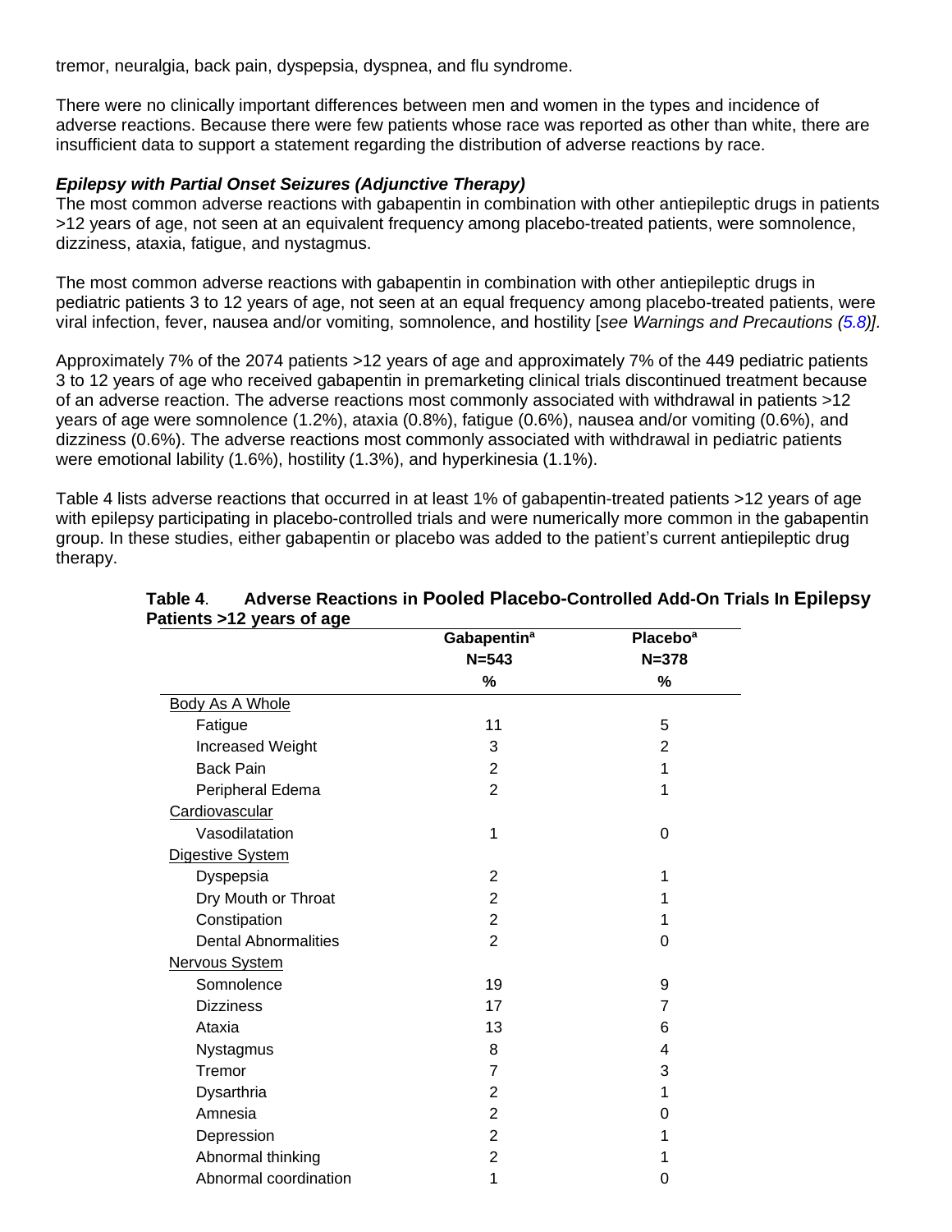tremor, neuralgia, back pain, dyspepsia, dyspnea, and flu syndrome.

There were no clinically important differences between men and women in the types and incidence of adverse reactions. Because there were few patients whose race was reported as other than white, there are insufficient data to support a statement regarding the distribution of adverse reactions by race.

***Epilepsy with Partial Onset Seizures (Adjunctive Therapy)***

The most common adverse reactions with gabapentin in combination with other antiepileptic drugs in patients >12 years of age, not seen at an equivalent frequency among placebo-treated patients, were somnolence, dizziness, ataxia, fatigue, and nystagmus.

The most common adverse reactions with gabapentin in combination with other antiepileptic drugs in pediatric patients 3 to 12 years of age, not seen at an equal frequency among placebo-treated patients, were viral infection, fever, nausea and/or vomiting, somnolence, and hostility [*see Warnings and Precautions (5.8)*].

Approximately 7% of the 2074 patients >12 years of age and approximately 7% of the 449 pediatric patients 3 to 12 years of age who received gabapentin in premarketing clinical trials discontinued treatment because of an adverse reaction. The adverse reactions most commonly associated with withdrawal in patients >12 years of age were somnolence (1.2%), ataxia (0.8%), fatigue (0.6%), nausea and/or vomiting (0.6%), and dizziness (0.6%). The adverse reactions most commonly associated with withdrawal in pediatric patients were emotional lability (1.6%), hostility (1.3%), and hyperkinesia (1.1%).

Table 4 lists adverse reactions that occurred in at least 1% of gabapentin-treated patients >12 years of age with epilepsy participating in placebo-controlled trials and were numerically more common in the gabapentin group. In these studies, either gabapentin or placebo was added to the patient's current antiepileptic drug therapy.

**Table 4**. **Adverse Reactions in Pooled Placebo-Controlled Add-On Trials In Epilepsy Patients >12 years of age**

| | Gabapentin[a] N=543 % | Placebo[a] N=378 % |
|---|---|---|
| Body As A Whole | | |
| Fatigue | 11 | 5 |
| Increased Weight | 3 | 2 |
| Back Pain | 2 | 1 |
| Peripheral Edema | 2 | 1 |
| Cardiovascular | | |
| Vasodilatation | 1 | 0 |
| Digestive System | | |
| Dyspepsia | 2 | 1 |
| Dry Mouth or Throat | 2 | 1 |
| Constipation | 2 | 1 |
| Dental Abnormalities | 2 | 0 |
| Nervous System | | |
| Somnolence | 19 | 9 |
| Dizziness | 17 | 7 |
| Ataxia | 13 | 6 |
| Nystagmus | 8 | 4 |
| Tremor | 7 | 3 |
| Dysarthria | 2 | 1 |
| Amnesia | 2 | 0 |
| Depression | 2 | 1 |
| Abnormal thinking | 2 | 1 |
| Abnormal coordination | 1 | 0 |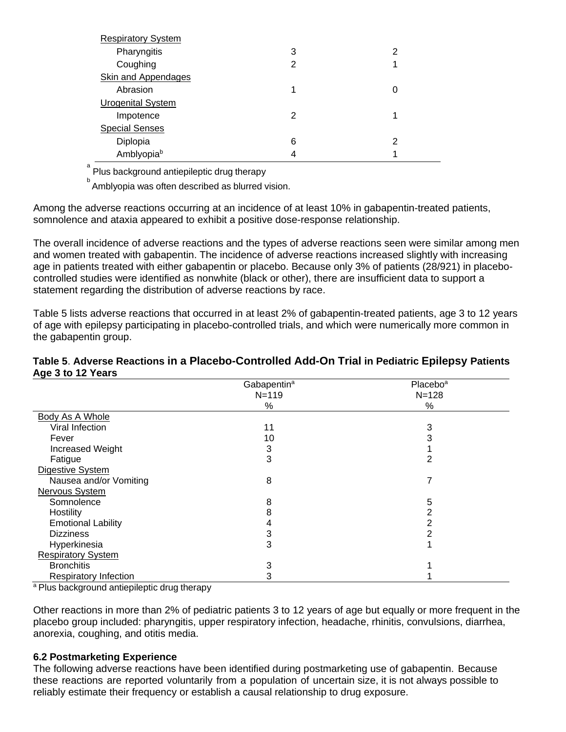| | | |
|---|---|---|
| Respiratory System | | |
| Pharyngitis | 3 | 2 |
| Coughing | 2 | 1 |
| Skin and Appendages | | |
| Abrasion | 1 | 0 |
| Urogenital System | | |
| Impotence | 2 | 1 |
| Special Senses | | |
| Diplopia | 6 | 2 |
| Amblyopia[b] | 4 | 1 |

[a] Plus background antiepileptic drug therapy

[b] Amblyopia was often described as blurred vision.

Among the adverse reactions occurring at an incidence of at least 10% in gabapentin-treated patients, somnolence and ataxia appeared to exhibit a positive dose-response relationship.

The overall incidence of adverse reactions and the types of adverse reactions seen were similar among men and women treated with gabapentin. The incidence of adverse reactions increased slightly with increasing age in patients treated with either gabapentin or placebo. Because only 3% of patients (28/921) in placebo-controlled studies were identified as nonwhite (black or other), there are insufficient data to support a statement regarding the distribution of adverse reactions by race.

Table 5 lists adverse reactions that occurred in at least 2% of gabapentin-treated patients, age 3 to 12 years of age with epilepsy participating in placebo-controlled trials, and which were numerically more common in the gabapentin group.

**Table 5. Adverse Reactions in a Placebo-Controlled Add-On Trial in Pediatric Epilepsy Patients Age 3 to 12 Years**

| | Gabapentin[a] N=119 % | Placebo[a] N=128 % |
|---|---|---|
| Body As A Whole | | |
| Viral Infection | 11 | 3 |
| Fever | 10 | 3 |
| Increased Weight | 3 | 1 |
| Fatigue | 3 | 2 |
| Digestive System | | |
| Nausea and/or Vomiting | 8 | 7 |
| Nervous System | | |
| Somnolence | 8 | 5 |
| Hostility | 8 | 2 |
| Emotional Lability | 4 | 2 |
| Dizziness | 3 | 2 |
| Hyperkinesia | 3 | 1 |
| Respiratory System | | |
| Bronchitis | 3 | 1 |
| Respiratory Infection | 3 | 1 |

[a] Plus background antiepileptic drug therapy

Other reactions in more than 2% of pediatric patients 3 to 12 years of age but equally or more frequent in the placebo group included: pharyngitis, upper respiratory infection, headache, rhinitis, convulsions, diarrhea, anorexia, coughing, and otitis media.

### 6.2 Postmarketing Experience

The following adverse reactions have been identified during postmarketing use of gabapentin. Because these reactions are reported voluntarily from a population of uncertain size, it is not always possible to reliably estimate their frequency or establish a causal relationship to drug exposure.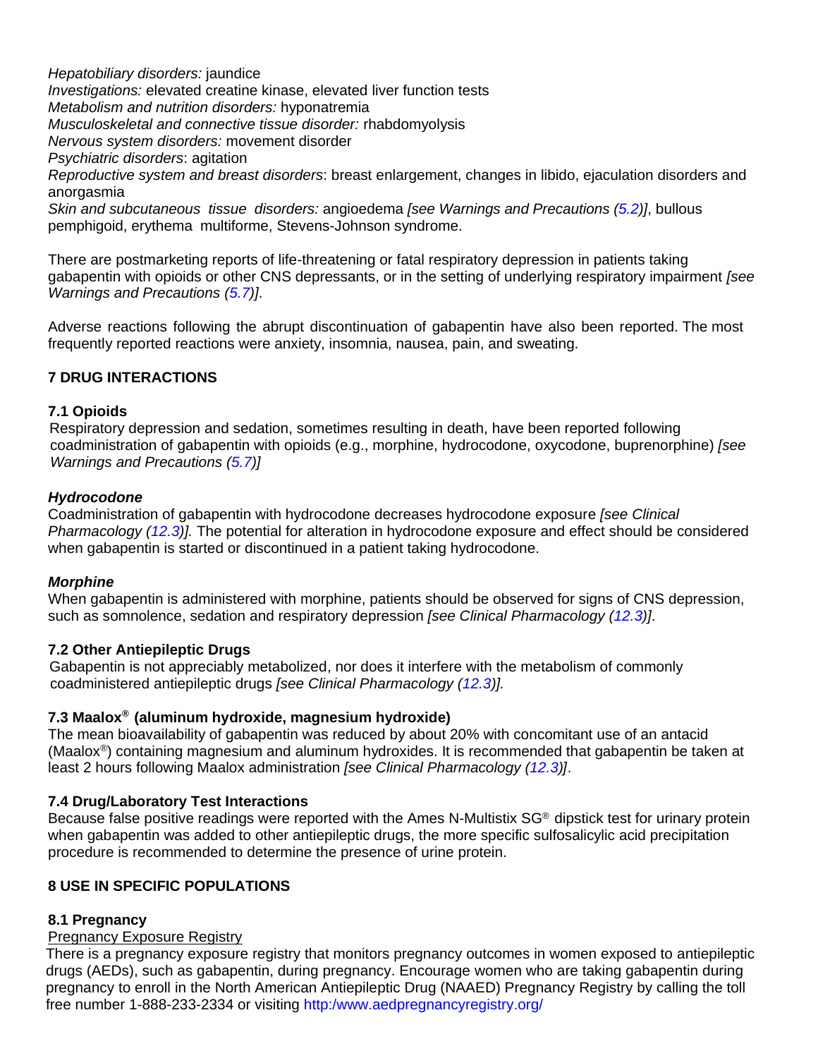*Hepatobiliary disorders:* jaundice
*Investigations:* elevated creatine kinase, elevated liver function tests
*Metabolism and nutrition disorders:* hyponatremia
*Musculoskeletal and connective tissue disorder:* rhabdomyolysis
*Nervous system disorders:* movement disorder
*Psychiatric disorders*: agitation
*Reproductive system and breast disorders*: breast enlargement, changes in libido, ejaculation disorders and anorgasmia
*Skin and subcutaneous tissue disorders:* angioedema *[see Warnings and Precautions (5.2)]*, bullous pemphigoid, erythema multiforme, Stevens-Johnson syndrome.

There are postmarketing reports of life-threatening or fatal respiratory depression in patients taking gabapentin with opioids or other CNS depressants, or in the setting of underlying respiratory impairment *[see Warnings and Precautions (5.7)]*.

Adverse reactions following the abrupt discontinuation of gabapentin have also been reported. The most frequently reported reactions were anxiety, insomnia, nausea, pain, and sweating.

## 7 DRUG INTERACTIONS

### 7.1 Opioids

Respiratory depression and sedation, sometimes resulting in death, have been reported following coadministration of gabapentin with opioids (e.g., morphine, hydrocodone, oxycodone, buprenorphine) *[see Warnings and Precautions (5.7)]*

***Hydrocodone***

Coadministration of gabapentin with hydrocodone decreases hydrocodone exposure *[see Clinical Pharmacology (12.3)].* The potential for alteration in hydrocodone exposure and effect should be considered when gabapentin is started or discontinued in a patient taking hydrocodone.

***Morphine***

When gabapentin is administered with morphine, patients should be observed for signs of CNS depression, such as somnolence, sedation and respiratory depression *[see Clinical Pharmacology (12.3)]*.

### 7.2 Other Antiepileptic Drugs

Gabapentin is not appreciably metabolized, nor does it interfere with the metabolism of commonly coadministered antiepileptic drugs *[see Clinical Pharmacology (12.3)].*

### 7.3 Maalox® (aluminum hydroxide, magnesium hydroxide)

The mean bioavailability of gabapentin was reduced by about 20% with concomitant use of an antacid (Maalox®) containing magnesium and aluminum hydroxides. It is recommended that gabapentin be taken at least 2 hours following Maalox administration *[see Clinical Pharmacology (12.3)]*.

### 7.4 Drug/Laboratory Test Interactions

Because false positive readings were reported with the Ames N-Multistix SG® dipstick test for urinary protein when gabapentin was added to other antiepileptic drugs, the more specific sulfosalicylic acid precipitation procedure is recommended to determine the presence of urine protein.

## 8 USE IN SPECIFIC POPULATIONS

### 8.1 Pregnancy

Pregnancy Exposure Registry

There is a pregnancy exposure registry that monitors pregnancy outcomes in women exposed to antiepileptic drugs (AEDs), such as gabapentin, during pregnancy. Encourage women who are taking gabapentin during pregnancy to enroll in the North American Antiepileptic Drug (NAAED) Pregnancy Registry by calling the toll free number 1-888-233-2334 or visiting http:/www.aedpregnancyregistry.org/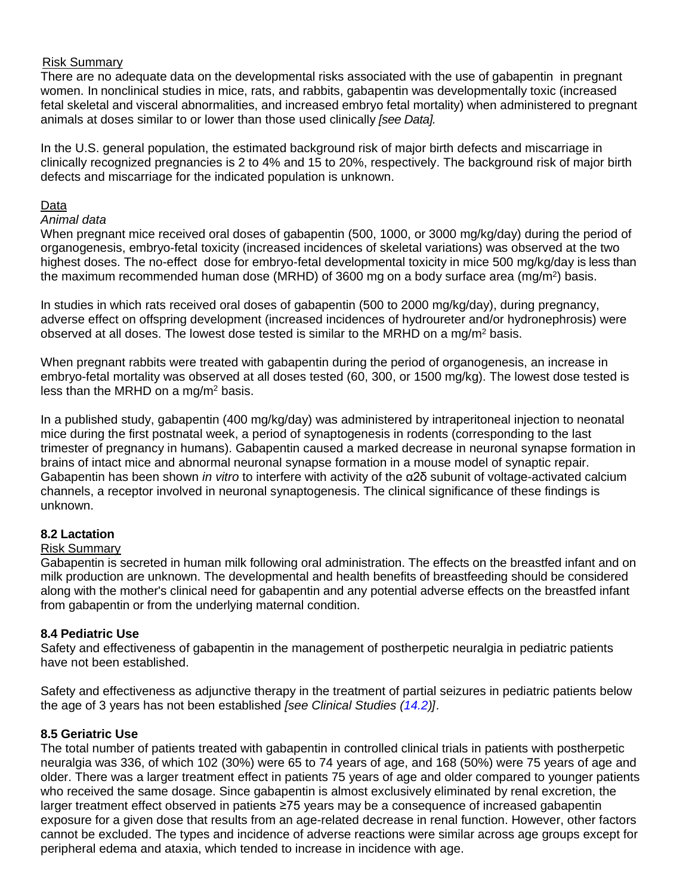Risk Summary

There are no adequate data on the developmental risks associated with the use of gabapentin in pregnant women. In nonclinical studies in mice, rats, and rabbits, gabapentin was developmentally toxic (increased fetal skeletal and visceral abnormalities, and increased embryo fetal mortality) when administered to pregnant animals at doses similar to or lower than those used clinically *[see Data].*

In the U.S. general population, the estimated background risk of major birth defects and miscarriage in clinically recognized pregnancies is 2 to 4% and 15 to 20%, respectively. The background risk of major birth defects and miscarriage for the indicated population is unknown.

Data

*Animal data*

When pregnant mice received oral doses of gabapentin (500, 1000, or 3000 mg/kg/day) during the period of organogenesis, embryo-fetal toxicity (increased incidences of skeletal variations) was observed at the two highest doses. The no-effect dose for embryo-fetal developmental toxicity in mice 500 mg/kg/day is less than the maximum recommended human dose (MRHD) of 3600 mg on a body surface area (mg/m$^2$) basis.

In studies in which rats received oral doses of gabapentin (500 to 2000 mg/kg/day), during pregnancy, adverse effect on offspring development (increased incidences of hydroureter and/or hydronephrosis) were observed at all doses. The lowest dose tested is similar to the MRHD on a mg/m$^2$ basis.

When pregnant rabbits were treated with gabapentin during the period of organogenesis, an increase in embryo-fetal mortality was observed at all doses tested (60, 300, or 1500 mg/kg). The lowest dose tested is less than the MRHD on a mg/m$^2$ basis.

In a published study, gabapentin (400 mg/kg/day) was administered by intraperitoneal injection to neonatal mice during the first postnatal week, a period of synaptogenesis in rodents (corresponding to the last trimester of pregnancy in humans). Gabapentin caused a marked decrease in neuronal synapse formation in brains of intact mice and abnormal neuronal synapse formation in a mouse model of synaptic repair. Gabapentin has been shown *in vitro* to interfere with activity of the α2δ subunit of voltage-activated calcium channels, a receptor involved in neuronal synaptogenesis. The clinical significance of these findings is unknown.

### 8.2 Lactation

Risk Summary

Gabapentin is secreted in human milk following oral administration. The effects on the breastfed infant and on milk production are unknown. The developmental and health benefits of breastfeeding should be considered along with the mother's clinical need for gabapentin and any potential adverse effects on the breastfed infant from gabapentin or from the underlying maternal condition.

### 8.4 Pediatric Use

Safety and effectiveness of gabapentin in the management of postherpetic neuralgia in pediatric patients have not been established.

Safety and effectiveness as adjunctive therapy in the treatment of partial seizures in pediatric patients below the age of 3 years has not been established *[see Clinical Studies (14.2)]*.

### 8.5 Geriatric Use

The total number of patients treated with gabapentin in controlled clinical trials in patients with postherpetic neuralgia was 336, of which 102 (30%) were 65 to 74 years of age, and 168 (50%) were 75 years of age and older. There was a larger treatment effect in patients 75 years of age and older compared to younger patients who received the same dosage. Since gabapentin is almost exclusively eliminated by renal excretion, the larger treatment effect observed in patients ≥75 years may be a consequence of increased gabapentin exposure for a given dose that results from an age-related decrease in renal function. However, other factors cannot be excluded. The types and incidence of adverse reactions were similar across age groups except for peripheral edema and ataxia, which tended to increase in incidence with age.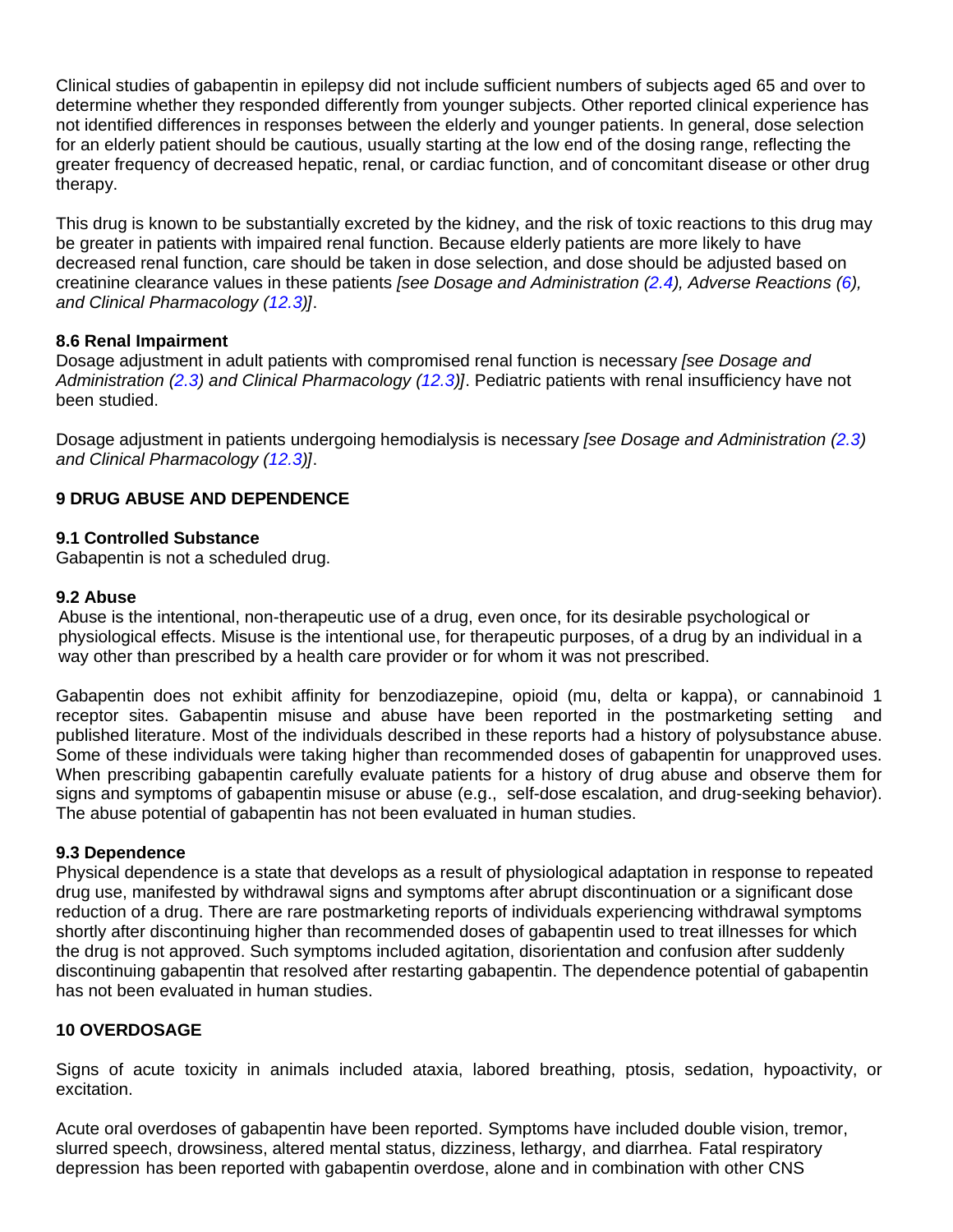Clinical studies of gabapentin in epilepsy did not include sufficient numbers of subjects aged 65 and over to determine whether they responded differently from younger subjects. Other reported clinical experience has not identified differences in responses between the elderly and younger patients. In general, dose selection for an elderly patient should be cautious, usually starting at the low end of the dosing range, reflecting the greater frequency of decreased hepatic, renal, or cardiac function, and of concomitant disease or other drug therapy.

This drug is known to be substantially excreted by the kidney, and the risk of toxic reactions to this drug may be greater in patients with impaired renal function. Because elderly patients are more likely to have decreased renal function, care should be taken in dose selection, and dose should be adjusted based on creatinine clearance values in these patients *[see Dosage and Administration (2.4), Adverse Reactions (6), and Clinical Pharmacology (12.3)]*.

### 8.6 Renal Impairment

Dosage adjustment in adult patients with compromised renal function is necessary *[see Dosage and Administration (2.3) and Clinical Pharmacology (12.3)]*. Pediatric patients with renal insufficiency have not been studied.

Dosage adjustment in patients undergoing hemodialysis is necessary *[see Dosage and Administration (2.3) and Clinical Pharmacology (12.3)]*.

## 9 DRUG ABUSE AND DEPENDENCE

### 9.1 Controlled Substance

Gabapentin is not a scheduled drug.

### 9.2 Abuse

Abuse is the intentional, non-therapeutic use of a drug, even once, for its desirable psychological or physiological effects. Misuse is the intentional use, for therapeutic purposes, of a drug by an individual in a way other than prescribed by a health care provider or for whom it was not prescribed.

Gabapentin does not exhibit affinity for benzodiazepine, opioid (mu, delta or kappa), or cannabinoid 1 receptor sites. Gabapentin misuse and abuse have been reported in the postmarketing setting and published literature. Most of the individuals described in these reports had a history of polysubstance abuse. Some of these individuals were taking higher than recommended doses of gabapentin for unapproved uses. When prescribing gabapentin carefully evaluate patients for a history of drug abuse and observe them for signs and symptoms of gabapentin misuse or abuse (e.g., self-dose escalation, and drug-seeking behavior). The abuse potential of gabapentin has not been evaluated in human studies.

### 9.3 Dependence

Physical dependence is a state that develops as a result of physiological adaptation in response to repeated drug use, manifested by withdrawal signs and symptoms after abrupt discontinuation or a significant dose reduction of a drug. There are rare postmarketing reports of individuals experiencing withdrawal symptoms shortly after discontinuing higher than recommended doses of gabapentin used to treat illnesses for which the drug is not approved. Such symptoms included agitation, disorientation and confusion after suddenly discontinuing gabapentin that resolved after restarting gabapentin. The dependence potential of gabapentin has not been evaluated in human studies.

## 10 OVERDOSAGE

Signs of acute toxicity in animals included ataxia, labored breathing, ptosis, sedation, hypoactivity, or excitation.

Acute oral overdoses of gabapentin have been reported. Symptoms have included double vision, tremor, slurred speech, drowsiness, altered mental status, dizziness, lethargy, and diarrhea. Fatal respiratory depression has been reported with gabapentin overdose, alone and in combination with other CNS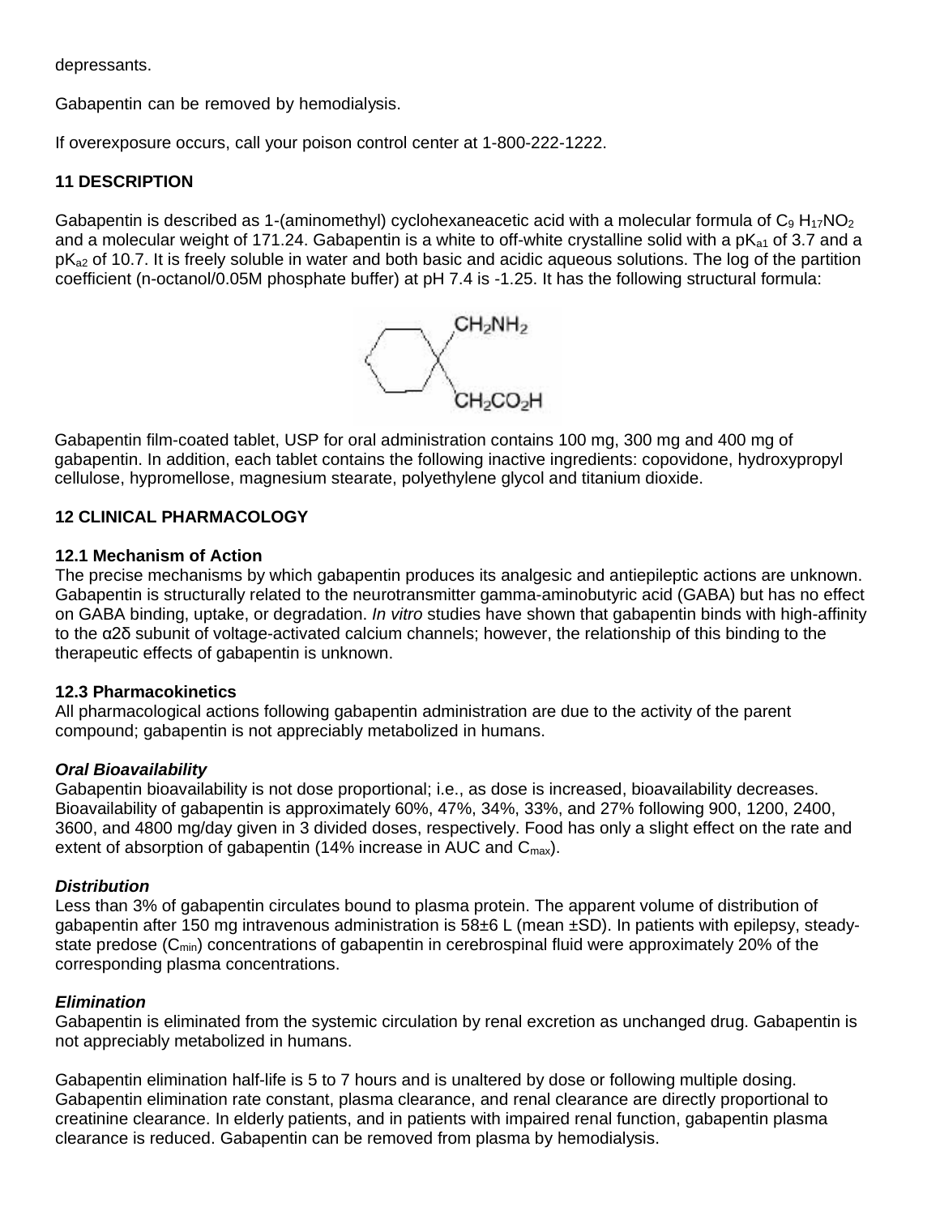depressants.

Gabapentin can be removed by hemodialysis.

If overexposure occurs, call your poison control center at 1-800-222-1222.

## 11 DESCRIPTION

Gabapentin is described as 1-(aminomethyl) cyclohexaneacetic acid with a molecular formula of $C_9H_{17}NO_2$ and a molecular weight of 171.24. Gabapentin is a white to off-white crystalline solid with a $pK_{a1}$ of 3.7 and a $pK_{a2}$ of 10.7. It is freely soluble in water and both basic and acidic aqueous solutions. The log of the partition coefficient (n-octanol/0.05M phosphate buffer) at pH 7.4 is -1.25. It has the following structural formula:

Gabapentin film-coated tablet, USP for oral administration contains 100 mg, 300 mg and 400 mg of gabapentin. In addition, each tablet contains the following inactive ingredients: copovidone, hydroxypropyl cellulose, hypromellose, magnesium stearate, polyethylene glycol and titanium dioxide.

## 12 CLINICAL PHARMACOLOGY

### 12.1 Mechanism of Action

The precise mechanisms by which gabapentin produces its analgesic and antiepileptic actions are unknown. Gabapentin is structurally related to the neurotransmitter gamma-aminobutyric acid (GABA) but has no effect on GABA binding, uptake, or degradation. *In vitro* studies have shown that gabapentin binds with high-affinity to the α2δ subunit of voltage-activated calcium channels; however, the relationship of this binding to the therapeutic effects of gabapentin is unknown.

### 12.3 Pharmacokinetics

All pharmacological actions following gabapentin administration are due to the activity of the parent compound; gabapentin is not appreciably metabolized in humans.

***Oral Bioavailability***

Gabapentin bioavailability is not dose proportional; i.e., as dose is increased, bioavailability decreases. Bioavailability of gabapentin is approximately 60%, 47%, 34%, 33%, and 27% following 900, 1200, 2400, 3600, and 4800 mg/day given in 3 divided doses, respectively. Food has only a slight effect on the rate and extent of absorption of gabapentin (14% increase in AUC and $C_{max}$).

***Distribution***

Less than 3% of gabapentin circulates bound to plasma protein. The apparent volume of distribution of gabapentin after 150 mg intravenous administration is 58±6 L (mean ±SD). In patients with epilepsy, steady-state predose ($C_{min}$) concentrations of gabapentin in cerebrospinal fluid were approximately 20% of the corresponding plasma concentrations.

***Elimination***

Gabapentin is eliminated from the systemic circulation by renal excretion as unchanged drug. Gabapentin is not appreciably metabolized in humans.

Gabapentin elimination half-life is 5 to 7 hours and is unaltered by dose or following multiple dosing. Gabapentin elimination rate constant, plasma clearance, and renal clearance are directly proportional to creatinine clearance. In elderly patients, and in patients with impaired renal function, gabapentin plasma clearance is reduced. Gabapentin can be removed from plasma by hemodialysis.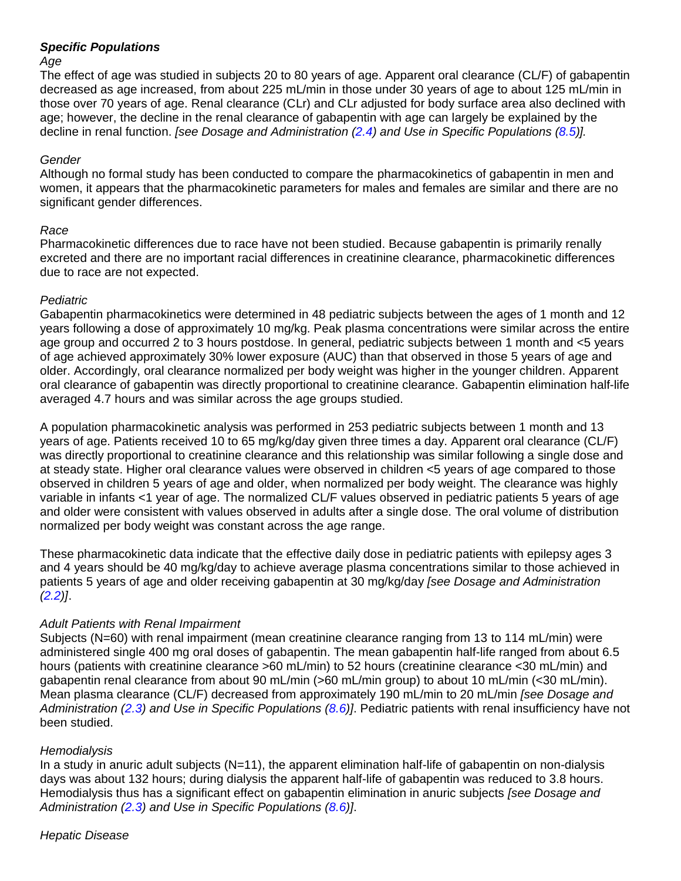### ***Specific Populations***

*Age*

The effect of age was studied in subjects 20 to 80 years of age. Apparent oral clearance (CL/F) of gabapentin decreased as age increased, from about 225 mL/min in those under 30 years of age to about 125 mL/min in those over 70 years of age. Renal clearance (CLr) and CLr adjusted for body surface area also declined with age; however, the decline in the renal clearance of gabapentin with age can largely be explained by the decline in renal function. *[see Dosage and Administration (2.4) and Use in Specific Populations (8.5)].*

*Gender*

Although no formal study has been conducted to compare the pharmacokinetics of gabapentin in men and women, it appears that the pharmacokinetic parameters for males and females are similar and there are no significant gender differences.

*Race*

Pharmacokinetic differences due to race have not been studied. Because gabapentin is primarily renally excreted and there are no important racial differences in creatinine clearance, pharmacokinetic differences due to race are not expected.

*Pediatric*

Gabapentin pharmacokinetics were determined in 48 pediatric subjects between the ages of 1 month and 12 years following a dose of approximately 10 mg/kg. Peak plasma concentrations were similar across the entire age group and occurred 2 to 3 hours postdose. In general, pediatric subjects between 1 month and <5 years of age achieved approximately 30% lower exposure (AUC) than that observed in those 5 years of age and older. Accordingly, oral clearance normalized per body weight was higher in the younger children. Apparent oral clearance of gabapentin was directly proportional to creatinine clearance. Gabapentin elimination half-life averaged 4.7 hours and was similar across the age groups studied.

A population pharmacokinetic analysis was performed in 253 pediatric subjects between 1 month and 13 years of age. Patients received 10 to 65 mg/kg/day given three times a day. Apparent oral clearance (CL/F) was directly proportional to creatinine clearance and this relationship was similar following a single dose and at steady state. Higher oral clearance values were observed in children <5 years of age compared to those observed in children 5 years of age and older, when normalized per body weight. The clearance was highly variable in infants <1 year of age. The normalized CL/F values observed in pediatric patients 5 years of age and older were consistent with values observed in adults after a single dose. The oral volume of distribution normalized per body weight was constant across the age range.

These pharmacokinetic data indicate that the effective daily dose in pediatric patients with epilepsy ages 3 and 4 years should be 40 mg/kg/day to achieve average plasma concentrations similar to those achieved in patients 5 years of age and older receiving gabapentin at 30 mg/kg/day *[see Dosage and Administration (2.2)]*.

*Adult Patients with Renal Impairment*

Subjects (N=60) with renal impairment (mean creatinine clearance ranging from 13 to 114 mL/min) were administered single 400 mg oral doses of gabapentin. The mean gabapentin half-life ranged from about 6.5 hours (patients with creatinine clearance >60 mL/min) to 52 hours (creatinine clearance <30 mL/min) and gabapentin renal clearance from about 90 mL/min (>60 mL/min group) to about 10 mL/min (<30 mL/min). Mean plasma clearance (CL/F) decreased from approximately 190 mL/min to 20 mL/min *[see Dosage and Administration (2.3) and Use in Specific Populations (8.6)]*. Pediatric patients with renal insufficiency have not been studied.

*Hemodialysis*

In a study in anuric adult subjects (N=11), the apparent elimination half-life of gabapentin on non-dialysis days was about 132 hours; during dialysis the apparent half-life of gabapentin was reduced to 3.8 hours. Hemodialysis thus has a significant effect on gabapentin elimination in anuric subjects *[see Dosage and Administration (2.3) and Use in Specific Populations (8.6)]*.

*Hepatic Disease*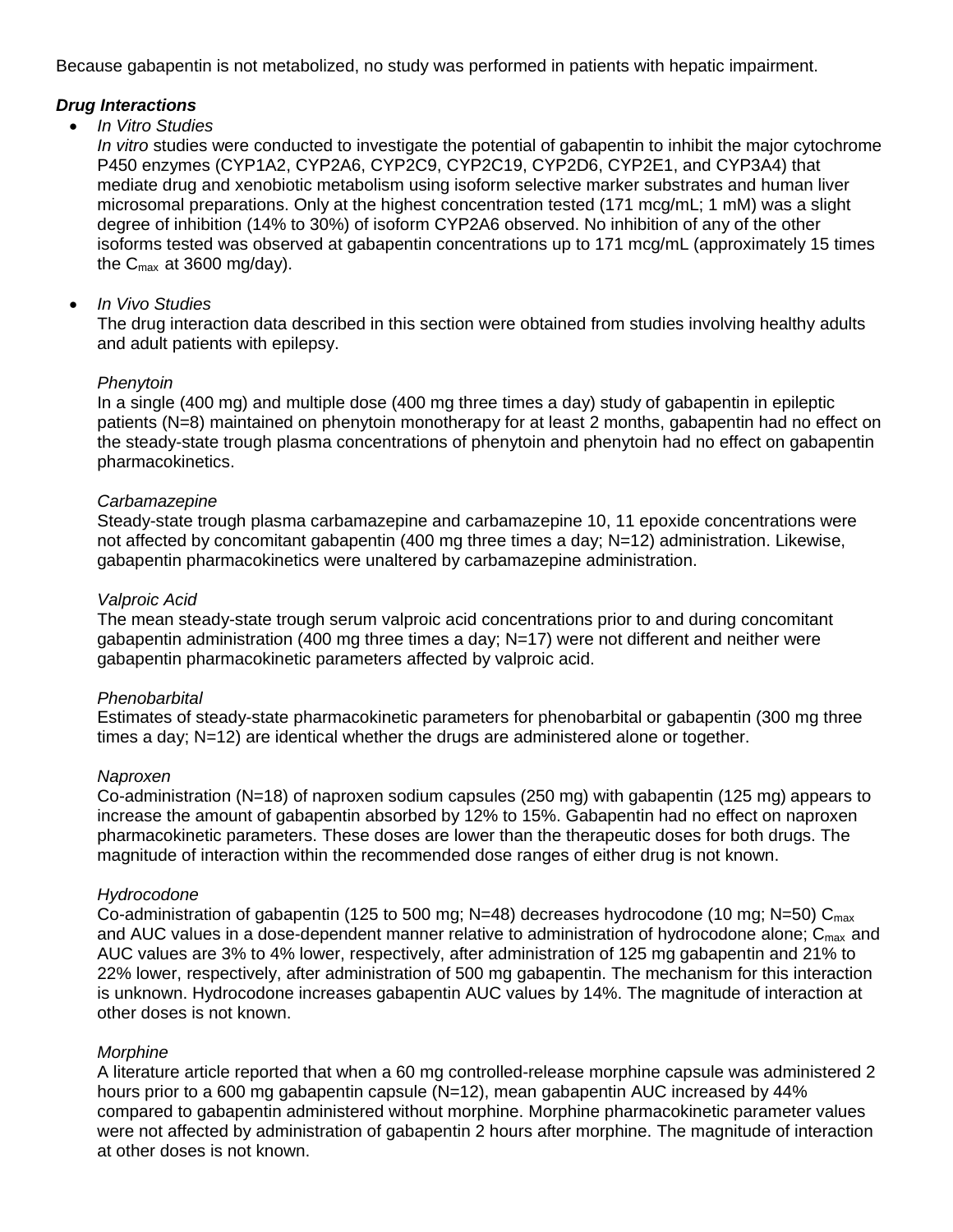Because gabapentin is not metabolized, no study was performed in patients with hepatic impairment.

***Drug Interactions***

- *In Vitro Studies*

  *In vitro* studies were conducted to investigate the potential of gabapentin to inhibit the major cytochrome P450 enzymes (CYP1A2, CYP2A6, CYP2C9, CYP2C19, CYP2D6, CYP2E1, and CYP3A4) that mediate drug and xenobiotic metabolism using isoform selective marker substrates and human liver microsomal preparations. Only at the highest concentration tested (171 mcg/mL; 1 mM) was a slight degree of inhibition (14% to 30%) of isoform CYP2A6 observed. No inhibition of any of the other isoforms tested was observed at gabapentin concentrations up to 171 mcg/mL (approximately 15 times the $C_{max}$ at 3600 mg/day).

- *In Vivo Studies*

  The drug interaction data described in this section were obtained from studies involving healthy adults and adult patients with epilepsy.

  *Phenytoin*

  In a single (400 mg) and multiple dose (400 mg three times a day) study of gabapentin in epileptic patients (N=8) maintained on phenytoin monotherapy for at least 2 months, gabapentin had no effect on the steady-state trough plasma concentrations of phenytoin and phenytoin had no effect on gabapentin pharmacokinetics.

  *Carbamazepine*

  Steady-state trough plasma carbamazepine and carbamazepine 10, 11 epoxide concentrations were not affected by concomitant gabapentin (400 mg three times a day; N=12) administration. Likewise, gabapentin pharmacokinetics were unaltered by carbamazepine administration.

  *Valproic Acid*

  The mean steady-state trough serum valproic acid concentrations prior to and during concomitant gabapentin administration (400 mg three times a day; N=17) were not different and neither were gabapentin pharmacokinetic parameters affected by valproic acid.

  *Phenobarbital*

  Estimates of steady-state pharmacokinetic parameters for phenobarbital or gabapentin (300 mg three times a day; N=12) are identical whether the drugs are administered alone or together.

  *Naproxen*

  Co-administration (N=18) of naproxen sodium capsules (250 mg) with gabapentin (125 mg) appears to increase the amount of gabapentin absorbed by 12% to 15%. Gabapentin had no effect on naproxen pharmacokinetic parameters. These doses are lower than the therapeutic doses for both drugs. The magnitude of interaction within the recommended dose ranges of either drug is not known.

  *Hydrocodone*

  Co-administration of gabapentin (125 to 500 mg; N=48) decreases hydrocodone (10 mg; N=50) $C_{max}$ and AUC values in a dose-dependent manner relative to administration of hydrocodone alone; $C_{max}$ and AUC values are 3% to 4% lower, respectively, after administration of 125 mg gabapentin and 21% to 22% lower, respectively, after administration of 500 mg gabapentin. The mechanism for this interaction is unknown. Hydrocodone increases gabapentin AUC values by 14%. The magnitude of interaction at other doses is not known.

  *Morphine*

  A literature article reported that when a 60 mg controlled-release morphine capsule was administered 2 hours prior to a 600 mg gabapentin capsule (N=12), mean gabapentin AUC increased by 44% compared to gabapentin administered without morphine. Morphine pharmacokinetic parameter values were not affected by administration of gabapentin 2 hours after morphine. The magnitude of interaction at other doses is not known.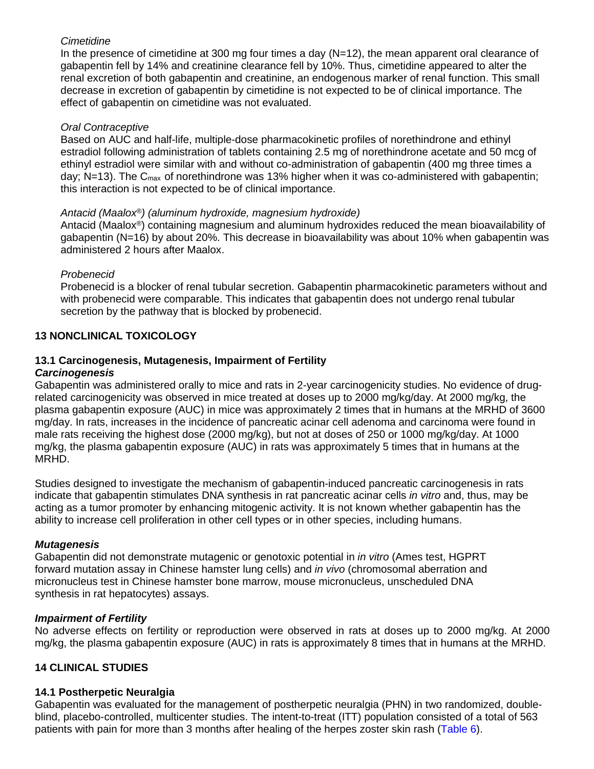*Cimetidine*

In the presence of cimetidine at 300 mg four times a day (N=12), the mean apparent oral clearance of gabapentin fell by 14% and creatinine clearance fell by 10%. Thus, cimetidine appeared to alter the renal excretion of both gabapentin and creatinine, an endogenous marker of renal function. This small decrease in excretion of gabapentin by cimetidine is not expected to be of clinical importance. The effect of gabapentin on cimetidine was not evaluated.

*Oral Contraceptive*

Based on AUC and half-life, multiple-dose pharmacokinetic profiles of norethindrone and ethinyl estradiol following administration of tablets containing 2.5 mg of norethindrone acetate and 50 mcg of ethinyl estradiol were similar with and without co-administration of gabapentin (400 mg three times a day; N=13). The $C_{max}$ of norethindrone was 13% higher when it was co-administered with gabapentin; this interaction is not expected to be of clinical importance.

*Antacid (Maalox®) (aluminum hydroxide, magnesium hydroxide)*

Antacid (Maalox®) containing magnesium and aluminum hydroxides reduced the mean bioavailability of gabapentin (N=16) by about 20%. This decrease in bioavailability was about 10% when gabapentin was administered 2 hours after Maalox.

*Probenecid*

Probenecid is a blocker of renal tubular secretion. Gabapentin pharmacokinetic parameters without and with probenecid were comparable. This indicates that gabapentin does not undergo renal tubular secretion by the pathway that is blocked by probenecid.

## 13 NONCLINICAL TOXICOLOGY

### 13.1 Carcinogenesis, Mutagenesis, Impairment of Fertility

***Carcinogenesis***

Gabapentin was administered orally to mice and rats in 2-year carcinogenicity studies. No evidence of drug-related carcinogenicity was observed in mice treated at doses up to 2000 mg/kg/day. At 2000 mg/kg, the plasma gabapentin exposure (AUC) in mice was approximately 2 times that in humans at the MRHD of 3600 mg/day. In rats, increases in the incidence of pancreatic acinar cell adenoma and carcinoma were found in male rats receiving the highest dose (2000 mg/kg), but not at doses of 250 or 1000 mg/kg/day. At 1000 mg/kg, the plasma gabapentin exposure (AUC) in rats was approximately 5 times that in humans at the MRHD.

Studies designed to investigate the mechanism of gabapentin-induced pancreatic carcinogenesis in rats indicate that gabapentin stimulates DNA synthesis in rat pancreatic acinar cells *in vitro* and, thus, may be acting as a tumor promoter by enhancing mitogenic activity. It is not known whether gabapentin has the ability to increase cell proliferation in other cell types or in other species, including humans.

***Mutagenesis***

Gabapentin did not demonstrate mutagenic or genotoxic potential in *in vitro* (Ames test, HGPRT forward mutation assay in Chinese hamster lung cells) and *in vivo* (chromosomal aberration and micronucleus test in Chinese hamster bone marrow, mouse micronucleus, unscheduled DNA synthesis in rat hepatocytes) assays.

***Impairment of Fertility***

No adverse effects on fertility or reproduction were observed in rats at doses up to 2000 mg/kg. At 2000 mg/kg, the plasma gabapentin exposure (AUC) in rats is approximately 8 times that in humans at the MRHD.

## 14 CLINICAL STUDIES

### 14.1 Postherpetic Neuralgia

Gabapentin was evaluated for the management of postherpetic neuralgia (PHN) in two randomized, double-blind, placebo-controlled, multicenter studies. The intent-to-treat (ITT) population consisted of a total of 563 patients with pain for more than 3 months after healing of the herpes zoster skin rash (Table 6).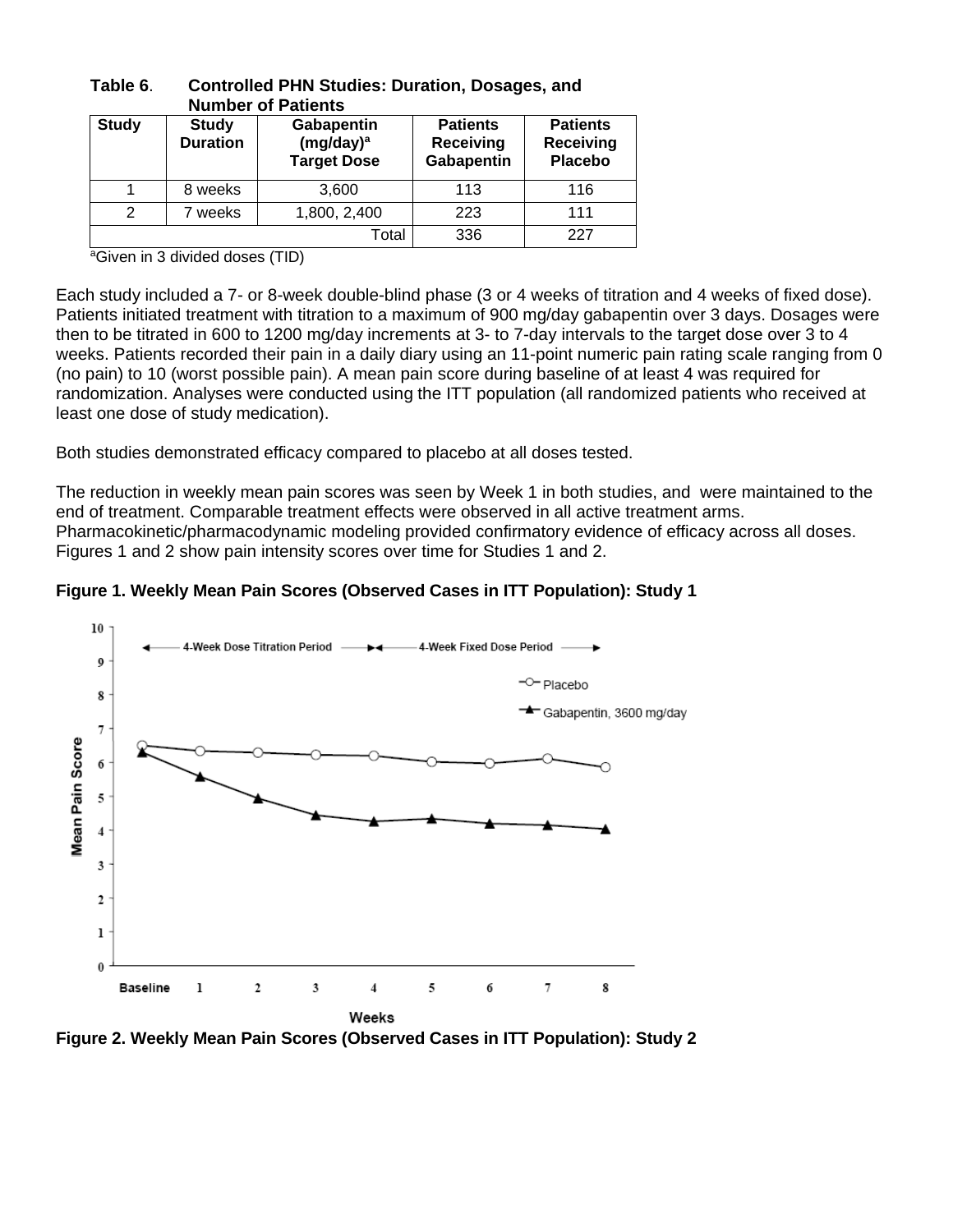**Table 6. Controlled PHN Studies: Duration, Dosages, and Number of Patients**

| Study | Study Duration | Gabapentin (mg/day)[a] Target Dose | Patients Receiving Gabapentin | Patients Receiving Placebo |
|---|---|---|---|---|
| 1 | 8 weeks | 3,600 | 113 | 116 |
| 2 | 7 weeks | 1,800, 2,400 | 223 | 111 |
| | | Total | 336 | 227 |

[a]Given in 3 divided doses (TID)

Each study included a 7- or 8-week double-blind phase (3 or 4 weeks of titration and 4 weeks of fixed dose). Patients initiated treatment with titration to a maximum of 900 mg/day gabapentin over 3 days. Dosages were then to be titrated in 600 to 1200 mg/day increments at 3- to 7-day intervals to the target dose over 3 to 4 weeks. Patients recorded their pain in a daily diary using an 11-point numeric pain rating scale ranging from 0 (no pain) to 10 (worst possible pain). A mean pain score during baseline of at least 4 was required for randomization. Analyses were conducted using the ITT population (all randomized patients who received at least one dose of study medication).

Both studies demonstrated efficacy compared to placebo at all doses tested.

The reduction in weekly mean pain scores was seen by Week 1 in both studies, and were maintained to the end of treatment. Comparable treatment effects were observed in all active treatment arms. Pharmacokinetic/pharmacodynamic modeling provided confirmatory evidence of efficacy across all doses. Figures 1 and 2 show pain intensity scores over time for Studies 1 and 2.

**Figure 1. Weekly Mean Pain Scores (Observed Cases in ITT Population): Study 1**

**Figure 2. Weekly Mean Pain Scores (Observed Cases in ITT Population): Study 2**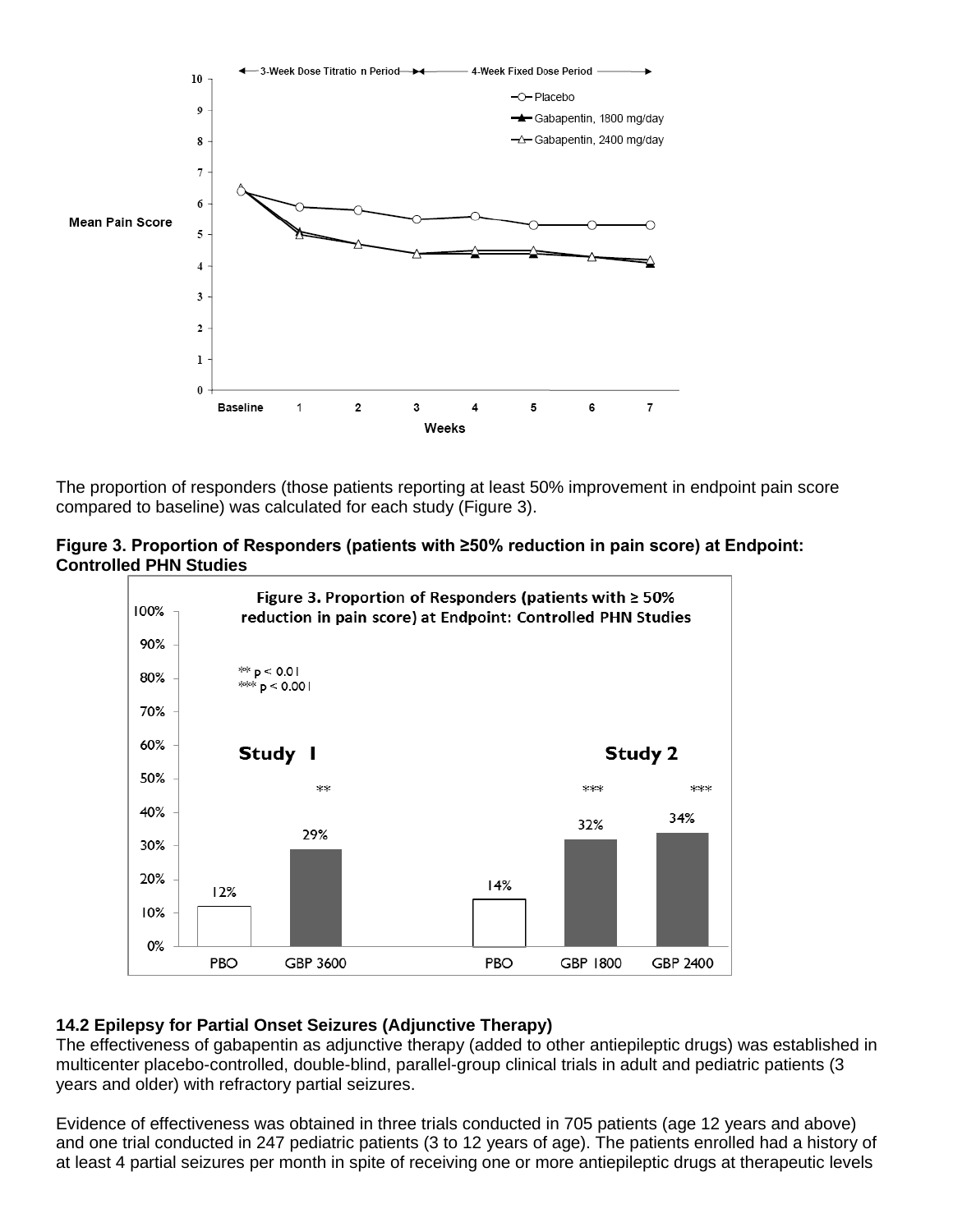The proportion of responders (those patients reporting at least 50% improvement in endpoint pain score compared to baseline) was calculated for each study (Figure 3).

**Figure 3. Proportion of Responders (patients with ≥50% reduction in pain score) at Endpoint: Controlled PHN Studies**

### 14.2 Epilepsy for Partial Onset Seizures (Adjunctive Therapy)

The effectiveness of gabapentin as adjunctive therapy (added to other antiepileptic drugs) was established in multicenter placebo-controlled, double-blind, parallel-group clinical trials in adult and pediatric patients (3 years and older) with refractory partial seizures.

Evidence of effectiveness was obtained in three trials conducted in 705 patients (age 12 years and above) and one trial conducted in 247 pediatric patients (3 to 12 years of age). The patients enrolled had a history of at least 4 partial seizures per month in spite of receiving one or more antiepileptic drugs at therapeutic levels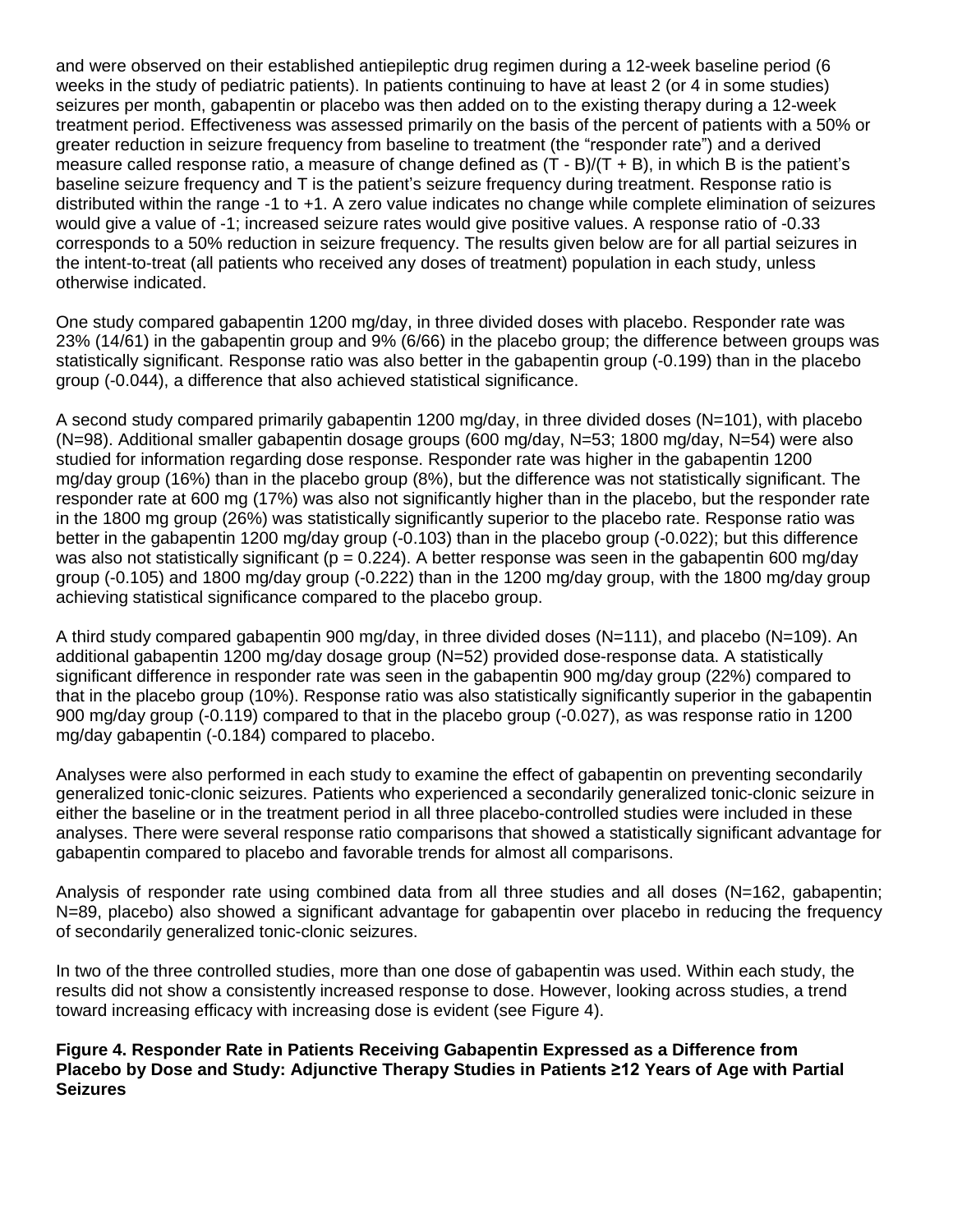and were observed on their established antiepileptic drug regimen during a 12-week baseline period (6 weeks in the study of pediatric patients). In patients continuing to have at least 2 (or 4 in some studies) seizures per month, gabapentin or placebo was then added on to the existing therapy during a 12-week treatment period. Effectiveness was assessed primarily on the basis of the percent of patients with a 50% or greater reduction in seizure frequency from baseline to treatment (the "responder rate") and a derived measure called response ratio, a measure of change defined as $(T - B)/(T + B)$, in which B is the patient's baseline seizure frequency and T is the patient's seizure frequency during treatment. Response ratio is distributed within the range -1 to +1. A zero value indicates no change while complete elimination of seizures would give a value of -1; increased seizure rates would give positive values. A response ratio of -0.33 corresponds to a 50% reduction in seizure frequency. The results given below are for all partial seizures in the intent-to-treat (all patients who received any doses of treatment) population in each study, unless otherwise indicated.

One study compared gabapentin 1200 mg/day, in three divided doses with placebo. Responder rate was 23% (14/61) in the gabapentin group and 9% (6/66) in the placebo group; the difference between groups was statistically significant. Response ratio was also better in the gabapentin group (-0.199) than in the placebo group (-0.044), a difference that also achieved statistical significance.

A second study compared primarily gabapentin 1200 mg/day, in three divided doses (N=101), with placebo (N=98). Additional smaller gabapentin dosage groups (600 mg/day, N=53; 1800 mg/day, N=54) were also studied for information regarding dose response. Responder rate was higher in the gabapentin 1200 mg/day group (16%) than in the placebo group (8%), but the difference was not statistically significant. The responder rate at 600 mg (17%) was also not significantly higher than in the placebo, but the responder rate in the 1800 mg group (26%) was statistically significantly superior to the placebo rate. Response ratio was better in the gabapentin 1200 mg/day group (-0.103) than in the placebo group (-0.022); but this difference was also not statistically significant ($p = 0.224$). A better response was seen in the gabapentin 600 mg/day group (-0.105) and 1800 mg/day group (-0.222) than in the 1200 mg/day group, with the 1800 mg/day group achieving statistical significance compared to the placebo group.

A third study compared gabapentin 900 mg/day, in three divided doses (N=111), and placebo (N=109). An additional gabapentin 1200 mg/day dosage group (N=52) provided dose-response data. A statistically significant difference in responder rate was seen in the gabapentin 900 mg/day group (22%) compared to that in the placebo group (10%). Response ratio was also statistically significantly superior in the gabapentin 900 mg/day group (-0.119) compared to that in the placebo group (-0.027), as was response ratio in 1200 mg/day gabapentin (-0.184) compared to placebo.

Analyses were also performed in each study to examine the effect of gabapentin on preventing secondarily generalized tonic-clonic seizures. Patients who experienced a secondarily generalized tonic-clonic seizure in either the baseline or in the treatment period in all three placebo-controlled studies were included in these analyses. There were several response ratio comparisons that showed a statistically significant advantage for gabapentin compared to placebo and favorable trends for almost all comparisons.

Analysis of responder rate using combined data from all three studies and all doses (N=162, gabapentin; N=89, placebo) also showed a significant advantage for gabapentin over placebo in reducing the frequency of secondarily generalized tonic-clonic seizures.

In two of the three controlled studies, more than one dose of gabapentin was used. Within each study, the results did not show a consistently increased response to dose. However, looking across studies, a trend toward increasing efficacy with increasing dose is evident (see Figure 4).

**Figure 4. Responder Rate in Patients Receiving Gabapentin Expressed as a Difference from Placebo by Dose and Study: Adjunctive Therapy Studies in Patients ≥12 Years of Age with Partial Seizures**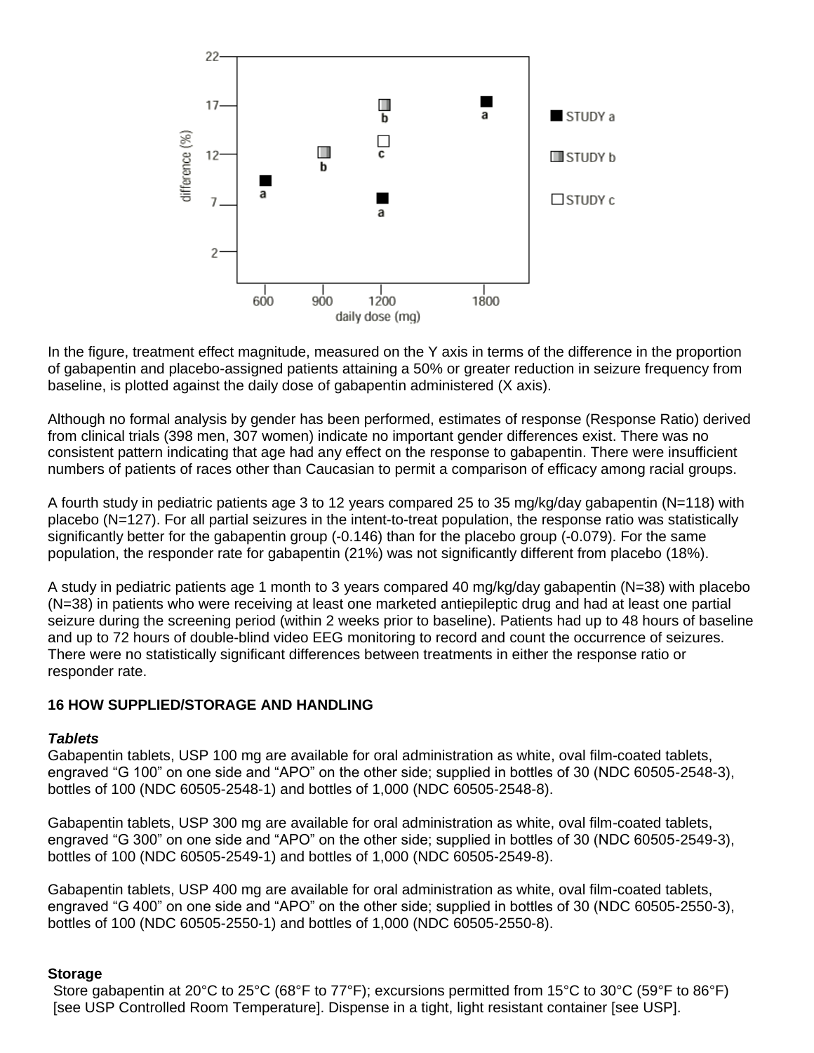In the figure, treatment effect magnitude, measured on the Y axis in terms of the difference in the proportion of gabapentin and placebo-assigned patients attaining a 50% or greater reduction in seizure frequency from baseline, is plotted against the daily dose of gabapentin administered (X axis).

Although no formal analysis by gender has been performed, estimates of response (Response Ratio) derived from clinical trials (398 men, 307 women) indicate no important gender differences exist. There was no consistent pattern indicating that age had any effect on the response to gabapentin. There were insufficient numbers of patients of races other than Caucasian to permit a comparison of efficacy among racial groups.

A fourth study in pediatric patients age 3 to 12 years compared 25 to 35 mg/kg/day gabapentin (N=118) with placebo (N=127). For all partial seizures in the intent-to-treat population, the response ratio was statistically significantly better for the gabapentin group (-0.146) than for the placebo group (-0.079). For the same population, the responder rate for gabapentin (21%) was not significantly different from placebo (18%).

A study in pediatric patients age 1 month to 3 years compared 40 mg/kg/day gabapentin (N=38) with placebo (N=38) in patients who were receiving at least one marketed antiepileptic drug and had at least one partial seizure during the screening period (within 2 weeks prior to baseline). Patients had up to 48 hours of baseline and up to 72 hours of double-blind video EEG monitoring to record and count the occurrence of seizures. There were no statistically significant differences between treatments in either the response ratio or responder rate.

## 16 HOW SUPPLIED/STORAGE AND HANDLING

***Tablets***

Gabapentin tablets, USP 100 mg are available for oral administration as white, oval film-coated tablets, engraved “G 100” on one side and “APO” on the other side; supplied in bottles of 30 (NDC 60505-2548-3), bottles of 100 (NDC 60505-2548-1) and bottles of 1,000 (NDC 60505-2548-8).

Gabapentin tablets, USP 300 mg are available for oral administration as white, oval film-coated tablets, engraved “G 300” on one side and “APO” on the other side; supplied in bottles of 30 (NDC 60505-2549-3), bottles of 100 (NDC 60505-2549-1) and bottles of 1,000 (NDC 60505-2549-8).

Gabapentin tablets, USP 400 mg are available for oral administration as white, oval film-coated tablets, engraved “G 400” on one side and “APO” on the other side; supplied in bottles of 30 (NDC 60505-2550-3), bottles of 100 (NDC 60505-2550-1) and bottles of 1,000 (NDC 60505-2550-8).

**Storage**

Store gabapentin at 20°C to 25°C (68°F to 77°F); excursions permitted from 15°C to 30°C (59°F to 86°F) [see USP Controlled Room Temperature]. Dispense in a tight, light resistant container [see USP].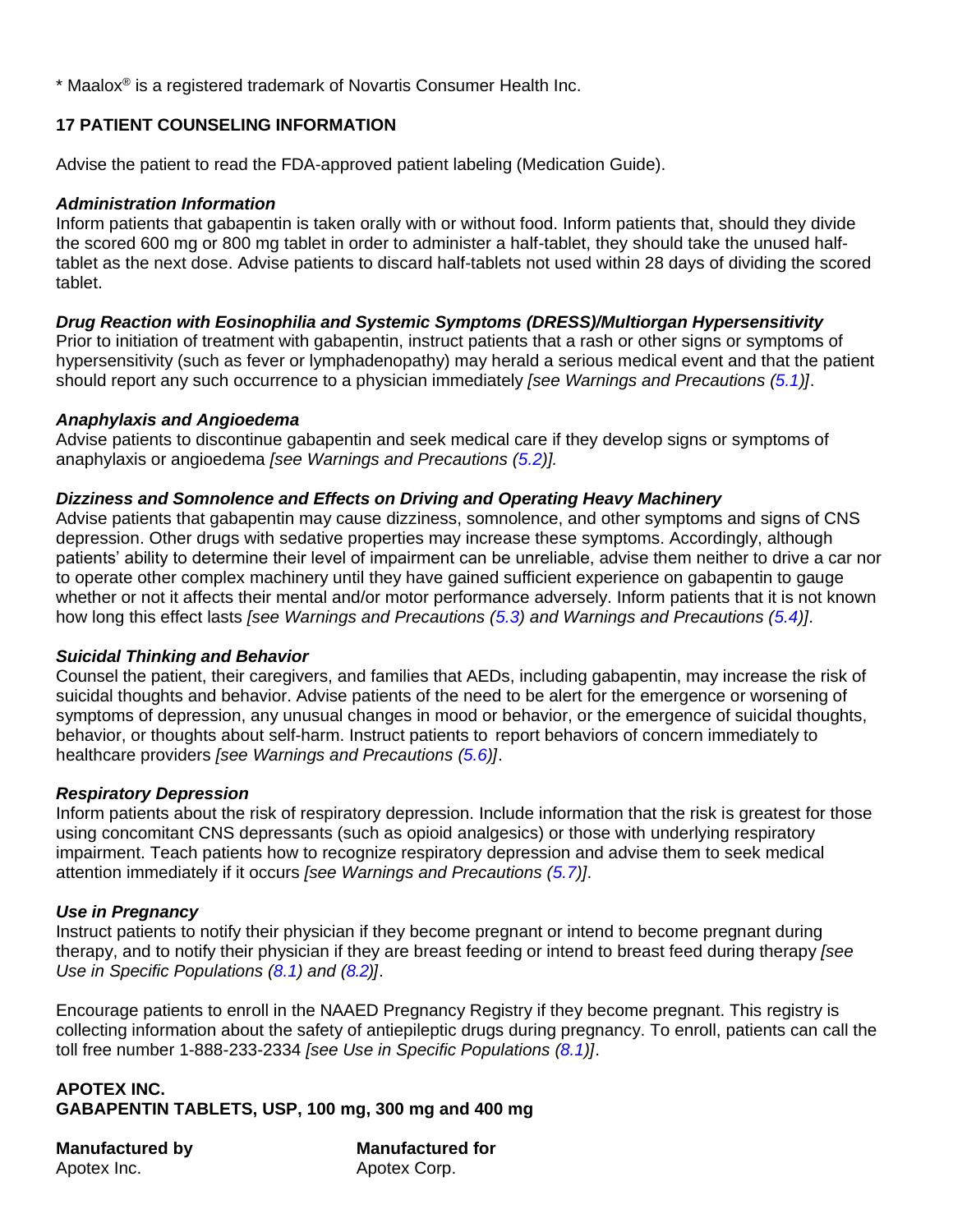* Maalox® is a registered trademark of Novartis Consumer Health Inc.

## 17 PATIENT COUNSELING INFORMATION

Advise the patient to read the FDA-approved patient labeling (Medication Guide).

***Administration Information***

Inform patients that gabapentin is taken orally with or without food. Inform patients that, should they divide the scored 600 mg or 800 mg tablet in order to administer a half-tablet, they should take the unused half-tablet as the next dose. Advise patients to discard half-tablets not used within 28 days of dividing the scored tablet.

***Drug Reaction with Eosinophilia and Systemic Symptoms (DRESS)/Multiorgan Hypersensitivity***

Prior to initiation of treatment with gabapentin, instruct patients that a rash or other signs or symptoms of hypersensitivity (such as fever or lymphadenopathy) may herald a serious medical event and that the patient should report any such occurrence to a physician immediately *[see Warnings and Precautions (5.1)]*.

***Anaphylaxis and Angioedema***

Advise patients to discontinue gabapentin and seek medical care if they develop signs or symptoms of anaphylaxis or angioedema *[see Warnings and Precautions (5.2)].*

***Dizziness and Somnolence and Effects on Driving and Operating Heavy Machinery***

Advise patients that gabapentin may cause dizziness, somnolence, and other symptoms and signs of CNS depression. Other drugs with sedative properties may increase these symptoms. Accordingly, although patients' ability to determine their level of impairment can be unreliable, advise them neither to drive a car nor to operate other complex machinery until they have gained sufficient experience on gabapentin to gauge whether or not it affects their mental and/or motor performance adversely. Inform patients that it is not known how long this effect lasts *[see Warnings and Precautions (5.3) and Warnings and Precautions (5.4)]*.

***Suicidal Thinking and Behavior***

Counsel the patient, their caregivers, and families that AEDs, including gabapentin, may increase the risk of suicidal thoughts and behavior. Advise patients of the need to be alert for the emergence or worsening of symptoms of depression, any unusual changes in mood or behavior, or the emergence of suicidal thoughts, behavior, or thoughts about self-harm. Instruct patients to report behaviors of concern immediately to healthcare providers *[see Warnings and Precautions (5.6)]*.

***Respiratory Depression***

Inform patients about the risk of respiratory depression. Include information that the risk is greatest for those using concomitant CNS depressants (such as opioid analgesics) or those with underlying respiratory impairment. Teach patients how to recognize respiratory depression and advise them to seek medical attention immediately if it occurs *[see Warnings and Precautions (5.7)]*.

***Use in Pregnancy***

Instruct patients to notify their physician if they become pregnant or intend to become pregnant during therapy, and to notify their physician if they are breast feeding or intend to breast feed during therapy *[see Use in Specific Populations (8.1) and (8.2)]*.

Encourage patients to enroll in the NAAED Pregnancy Registry if they become pregnant. This registry is collecting information about the safety of antiepileptic drugs during pregnancy. To enroll, patients can call the toll free number 1-888-233-2334 *[see Use in Specific Populations (8.1)]*.

**APOTEX INC.**
**GABAPENTIN TABLETS, USP, 100 mg, 300 mg and 400 mg**

**Manufactured by**
Apotex Inc.

**Manufactured for**
Apotex Corp.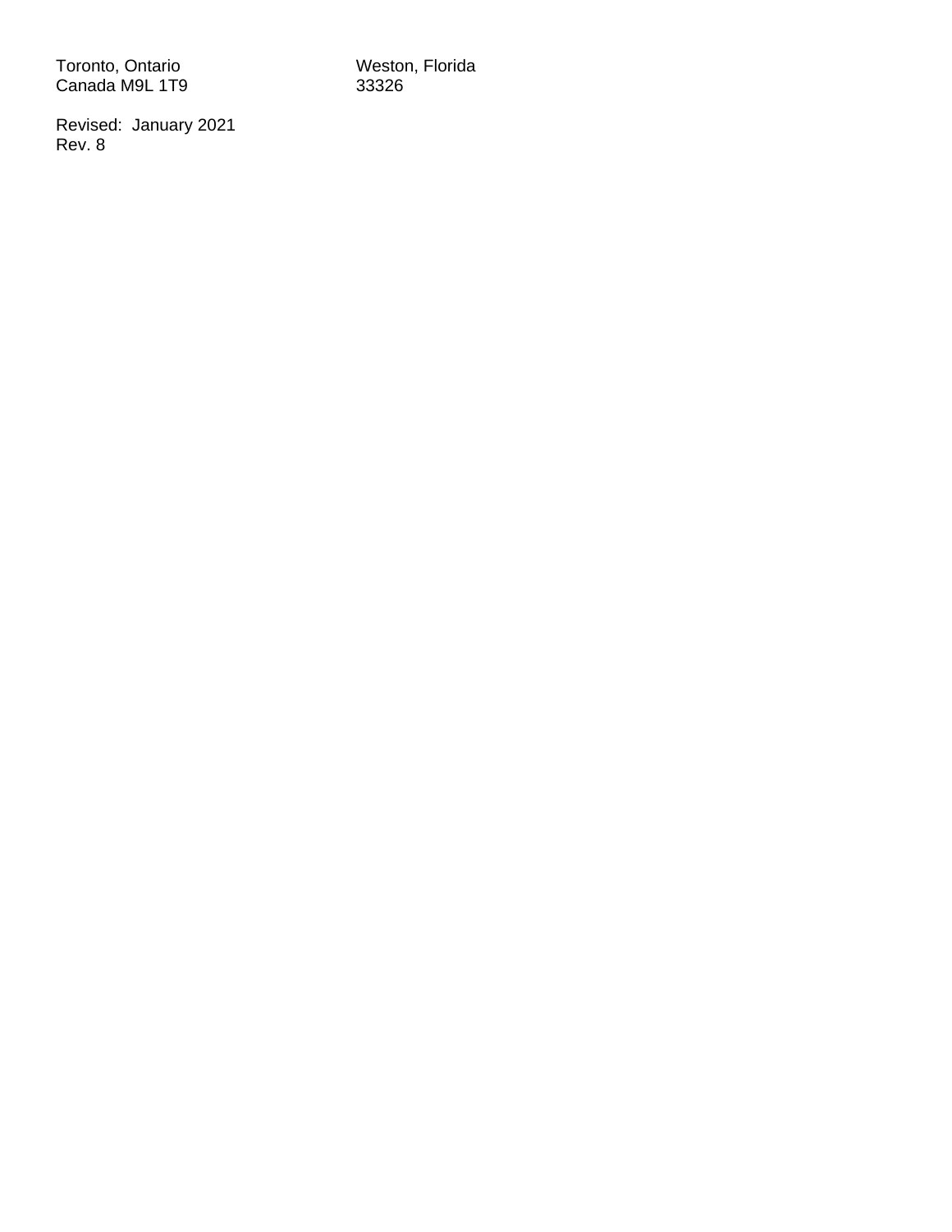Toronto, Ontario
Canada M9L 1T9

Weston, Florida
33326

Revised: January 2021
Rev. 8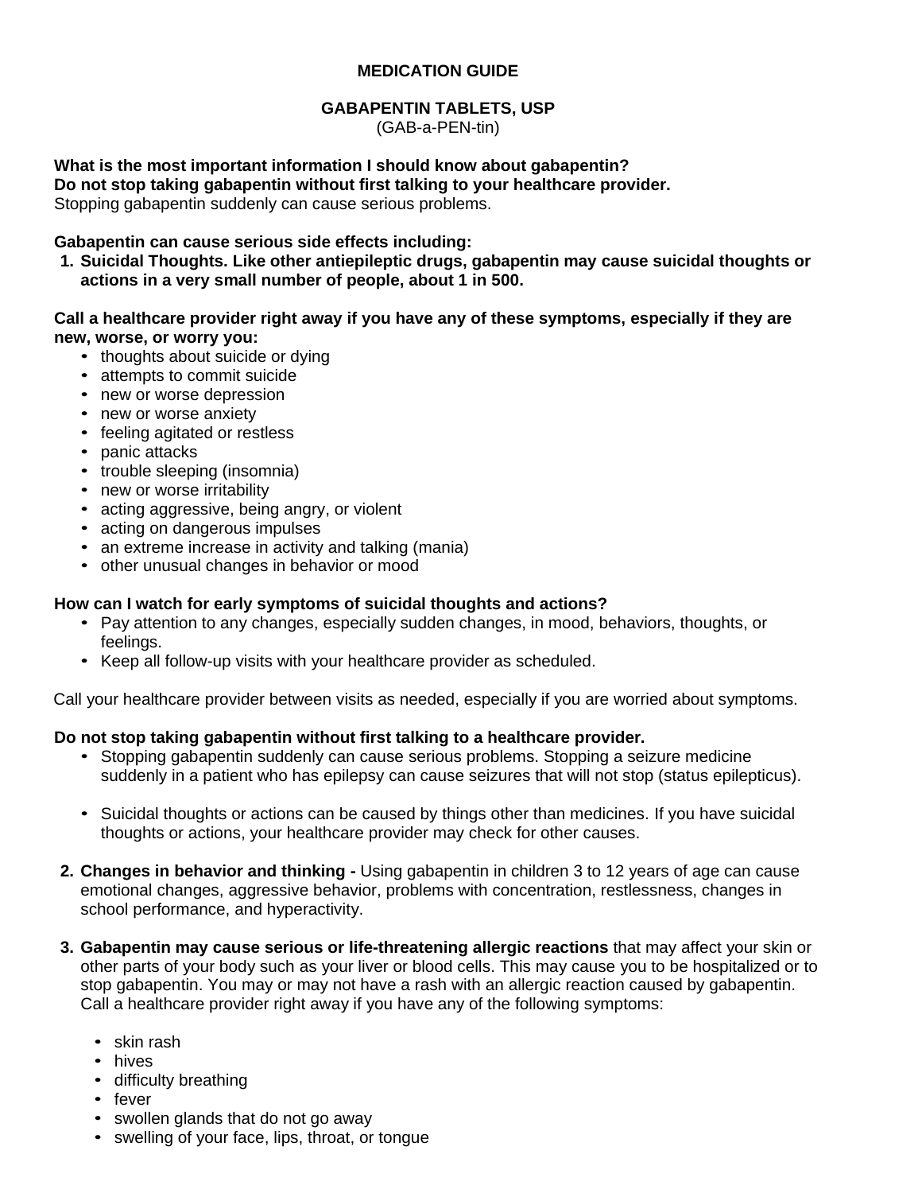**MEDICATION GUIDE**

**GABAPENTIN TABLETS, USP**
(GAB-a-PEN-tin)

**What is the most important information I should know about gabapentin?**
**Do not stop taking gabapentin without first talking to your healthcare provider.**
Stopping gabapentin suddenly can cause serious problems.

**Gabapentin can cause serious side effects including:**

1. **Suicidal Thoughts. Like other antiepileptic drugs, gabapentin may cause suicidal thoughts or actions in a very small number of people, about 1 in 500.**

**Call a healthcare provider right away if you have any of these symptoms, especially if they are new, worse, or worry you:**

- thoughts about suicide or dying
- attempts to commit suicide
- new or worse depression
- new or worse anxiety
- feeling agitated or restless
- panic attacks
- trouble sleeping (insomnia)
- new or worse irritability
- acting aggressive, being angry, or violent
- acting on dangerous impulses
- an extreme increase in activity and talking (mania)
- other unusual changes in behavior or mood

**How can I watch for early symptoms of suicidal thoughts and actions?**

- Pay attention to any changes, especially sudden changes, in mood, behaviors, thoughts, or feelings.
- Keep all follow-up visits with your healthcare provider as scheduled.

Call your healthcare provider between visits as needed, especially if you are worried about symptoms.

**Do not stop taking gabapentin without first talking to a healthcare provider.**

- Stopping gabapentin suddenly can cause serious problems. Stopping a seizure medicine suddenly in a patient who has epilepsy can cause seizures that will not stop (status epilepticus).
- Suicidal thoughts or actions can be caused by things other than medicines. If you have suicidal thoughts or actions, your healthcare provider may check for other causes.

2. **Changes in behavior and thinking -** Using gabapentin in children 3 to 12 years of age can cause emotional changes, aggressive behavior, problems with concentration, restlessness, changes in school performance, and hyperactivity.

3. **Gabapentin may cause serious or life-threatening allergic reactions** that may affect your skin or other parts of your body such as your liver or blood cells. This may cause you to be hospitalized or to stop gabapentin. You may or may not have a rash with an allergic reaction caused by gabapentin. Call a healthcare provider right away if you have any of the following symptoms:

    - skin rash
    - hives
    - difficulty breathing
    - fever
    - swollen glands that do not go away
    - swelling of your face, lips, throat, or tongue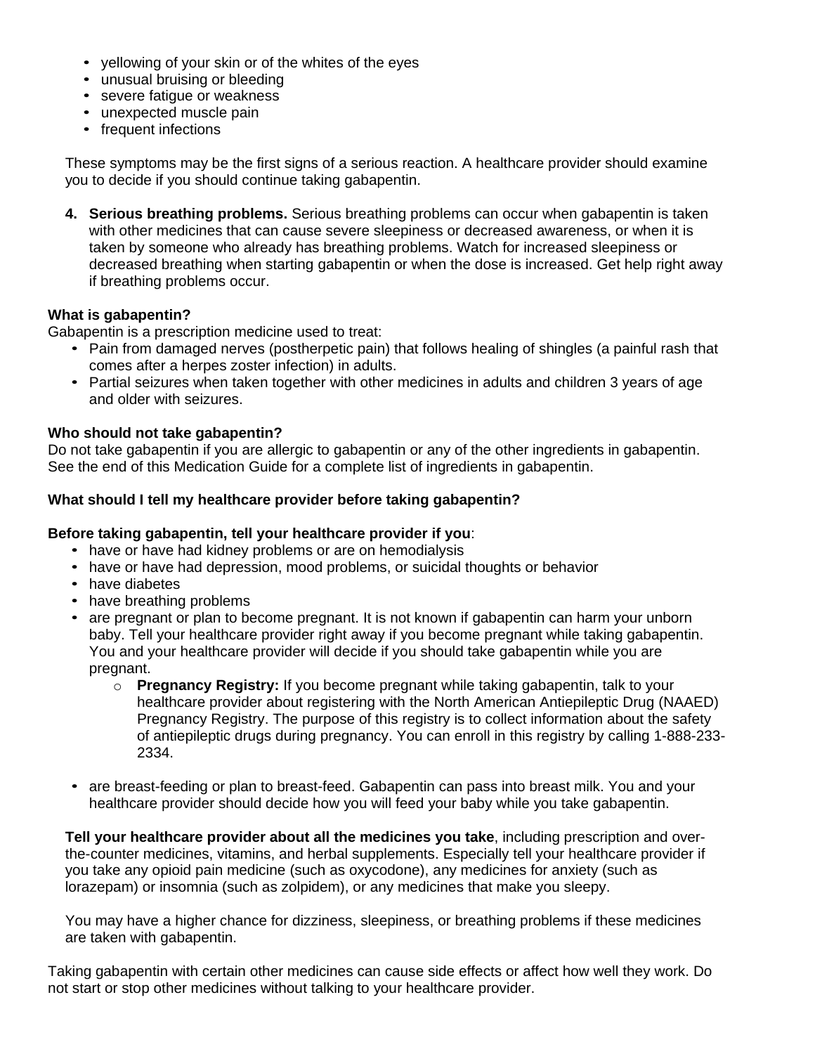- yellowing of your skin or of the whites of the eyes
- unusual bruising or bleeding
- severe fatigue or weakness
- unexpected muscle pain
- frequent infections

These symptoms may be the first signs of a serious reaction. A healthcare provider should examine you to decide if you should continue taking gabapentin.

4. **Serious breathing problems.** Serious breathing problems can occur when gabapentin is taken with other medicines that can cause severe sleepiness or decreased awareness, or when it is taken by someone who already has breathing problems. Watch for increased sleepiness or decreased breathing when starting gabapentin or when the dose is increased. Get help right away if breathing problems occur.

**What is gabapentin?**

Gabapentin is a prescription medicine used to treat:

- Pain from damaged nerves (postherpetic pain) that follows healing of shingles (a painful rash that comes after a herpes zoster infection) in adults.
- Partial seizures when taken together with other medicines in adults and children 3 years of age and older with seizures.

**Who should not take gabapentin?**

Do not take gabapentin if you are allergic to gabapentin or any of the other ingredients in gabapentin. See the end of this Medication Guide for a complete list of ingredients in gabapentin.

**What should I tell my healthcare provider before taking gabapentin?**

**Before taking gabapentin, tell your healthcare provider if you**:

- have or have had kidney problems or are on hemodialysis
- have or have had depression, mood problems, or suicidal thoughts or behavior
- have diabetes
- have breathing problems
- are pregnant or plan to become pregnant. It is not known if gabapentin can harm your unborn baby. Tell your healthcare provider right away if you become pregnant while taking gabapentin. You and your healthcare provider will decide if you should take gabapentin while you are pregnant.
  - **Pregnancy Registry:** If you become pregnant while taking gabapentin, talk to your healthcare provider about registering with the North American Antiepileptic Drug (NAAED) Pregnancy Registry. The purpose of this registry is to collect information about the safety of antiepileptic drugs during pregnancy. You can enroll in this registry by calling 1-888-233-2334.
- are breast-feeding or plan to breast-feed. Gabapentin can pass into breast milk. You and your healthcare provider should decide how you will feed your baby while you take gabapentin.

**Tell your healthcare provider about all the medicines you take**, including prescription and over-the-counter medicines, vitamins, and herbal supplements. Especially tell your healthcare provider if you take any opioid pain medicine (such as oxycodone), any medicines for anxiety (such as lorazepam) or insomnia (such as zolpidem), or any medicines that make you sleepy.

You may have a higher chance for dizziness, sleepiness, or breathing problems if these medicines are taken with gabapentin.

Taking gabapentin with certain other medicines can cause side effects or affect how well they work. Do not start or stop other medicines without talking to your healthcare provider.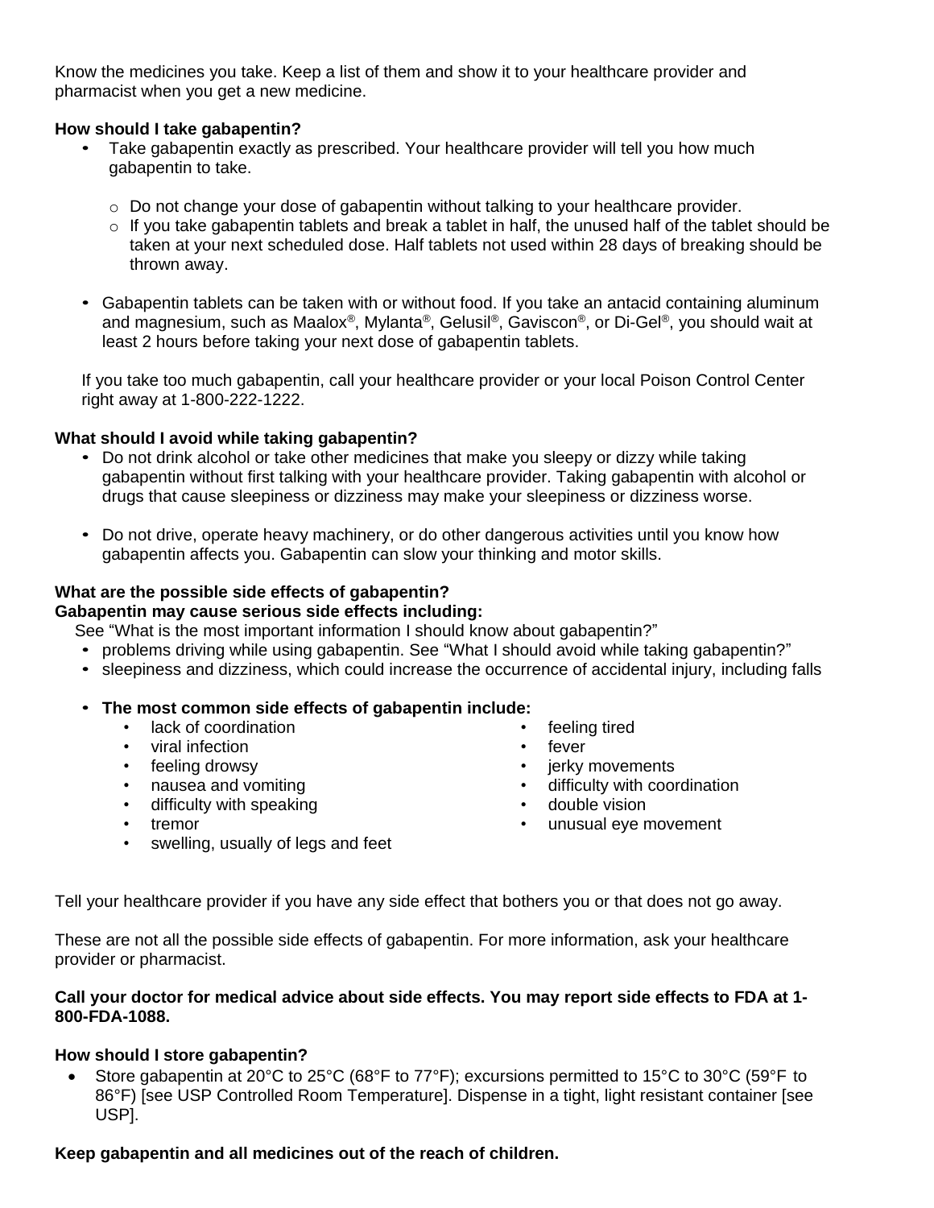Know the medicines you take. Keep a list of them and show it to your healthcare provider and pharmacist when you get a new medicine.

**How should I take gabapentin?**

- Take gabapentin exactly as prescribed. Your healthcare provider will tell you how much gabapentin to take.
  - Do not change your dose of gabapentin without talking to your healthcare provider.
  - If you take gabapentin tablets and break a tablet in half, the unused half of the tablet should be taken at your next scheduled dose. Half tablets not used within 28 days of breaking should be thrown away.
- Gabapentin tablets can be taken with or without food. If you take an antacid containing aluminum and magnesium, such as Maalox®, Mylanta®, Gelusil®, Gaviscon®, or Di-Gel®, you should wait at least 2 hours before taking your next dose of gabapentin tablets.

If you take too much gabapentin, call your healthcare provider or your local Poison Control Center right away at 1-800-222-1222.

**What should I avoid while taking gabapentin?**

- Do not drink alcohol or take other medicines that make you sleepy or dizzy while taking gabapentin without first talking with your healthcare provider. Taking gabapentin with alcohol or drugs that cause sleepiness or dizziness may make your sleepiness or dizziness worse.
- Do not drive, operate heavy machinery, or do other dangerous activities until you know how gabapentin affects you. Gabapentin can slow your thinking and motor skills.

**What are the possible side effects of gabapentin?**
**Gabapentin may cause serious side effects including:**

See "What is the most important information I should know about gabapentin?"

- problems driving while using gabapentin. See "What I should avoid while taking gabapentin?"
- sleepiness and dizziness, which could increase the occurrence of accidental injury, including falls
- **The most common side effects of gabapentin include:**
  - lack of coordination
  - viral infection
  - feeling drowsy
  - nausea and vomiting
  - difficulty with speaking
  - tremor
  - swelling, usually of legs and feet
  - feeling tired
  - fever
  - jerky movements
  - difficulty with coordination
  - double vision
  - unusual eye movement

Tell your healthcare provider if you have any side effect that bothers you or that does not go away.

These are not all the possible side effects of gabapentin. For more information, ask your healthcare provider or pharmacist.

**Call your doctor for medical advice about side effects. You may report side effects to FDA at 1-800-FDA-1088.**

**How should I store gabapentin?**

- Store gabapentin at 20°C to 25°C (68°F to 77°F); excursions permitted to 15°C to 30°C (59°F to 86°F) [see USP Controlled Room Temperature]. Dispense in a tight, light resistant container [see USP].

**Keep gabapentin and all medicines out of the reach of children.**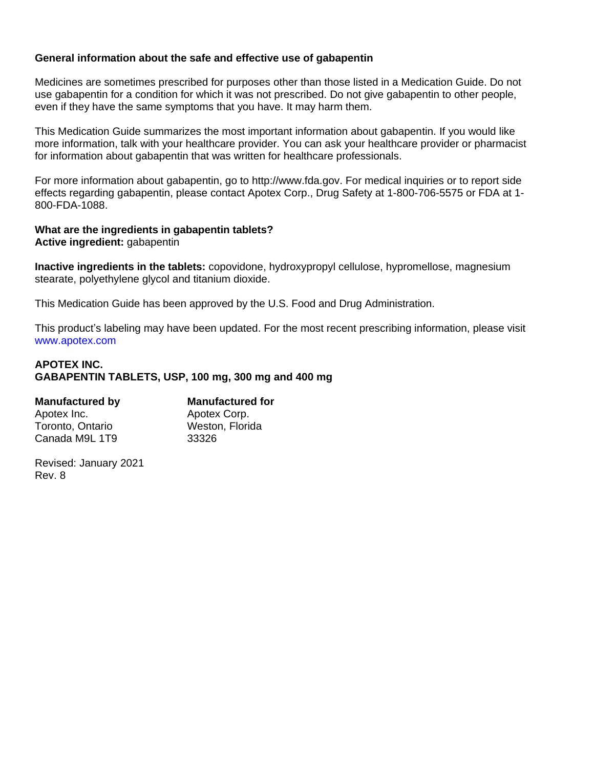**General information about the safe and effective use of gabapentin**

Medicines are sometimes prescribed for purposes other than those listed in a Medication Guide. Do not use gabapentin for a condition for which it was not prescribed. Do not give gabapentin to other people, even if they have the same symptoms that you have. It may harm them.

This Medication Guide summarizes the most important information about gabapentin. If you would like more information, talk with your healthcare provider. You can ask your healthcare provider or pharmacist for information about gabapentin that was written for healthcare professionals.

For more information about gabapentin, go to http://www.fda.gov. For medical inquiries or to report side effects regarding gabapentin, please contact Apotex Corp., Drug Safety at 1-800-706-5575 or FDA at 1-800-FDA-1088.

**What are the ingredients in gabapentin tablets?**
**Active ingredient:** gabapentin

**Inactive ingredients in the tablets:** copovidone, hydroxypropyl cellulose, hypromellose, magnesium stearate, polyethylene glycol and titanium dioxide.

This Medication Guide has been approved by the U.S. Food and Drug Administration.

This product's labeling may have been updated. For the most recent prescribing information, please visit www.apotex.com

**APOTEX INC.**
**GABAPENTIN TABLETS, USP, 100 mg, 300 mg and 400 mg**

**Manufactured by**
Apotex Inc.
Toronto, Ontario
Canada M9L 1T9

**Manufactured for**
Apotex Corp.
Weston, Florida
33326

Revised: January 2021
Rev. 8